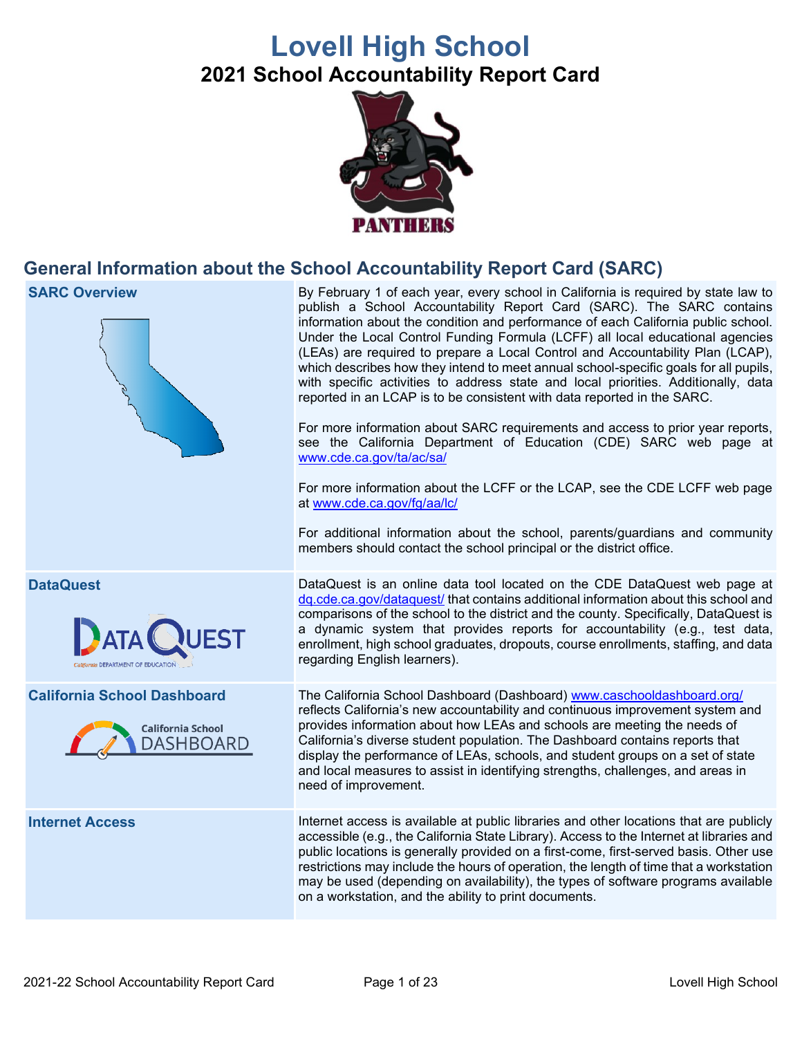# Lovell High School

## 2021 School Accountability Report Card

## General Information about the School Accountability Report Card (SARC)

| | |
|---|---|
| **SARC Overview** | By February 1 of each year, every school in California is required by state law to publish a School Accountability Report Card (SARC). The SARC contains information about the condition and performance of each California public school. Under the Local Control Funding Formula (LCFF) all local educational agencies (LEAs) are required to prepare a Local Control and Accountability Plan (LCAP), which describes how they intend to meet annual school-specific goals for all pupils, with specific activities to address state and local priorities. Additionally, data reported in an LCAP is to be consistent with data reported in the SARC.<br><br>For more information about SARC requirements and access to prior year reports, see the California Department of Education (CDE) SARC web page at www.cde.ca.gov/ta/ac/sa/<br><br>For more information about the LCFF or the LCAP, see the CDE LCFF web page at www.cde.ca.gov/fg/aa/lc/<br><br>For additional information about the school, parents/guardians and community members should contact the school principal or the district office. |
| **DataQuest** | DataQuest is an online data tool located on the CDE DataQuest web page at dq.cde.ca.gov/dataquest/ that contains additional information about this school and comparisons of the school to the district and the county. Specifically, DataQuest is a dynamic system that provides reports for accountability (e.g., test data, enrollment, high school graduates, dropouts, course enrollments, staffing, and data regarding English learners). |
| **California School Dashboard** | The California School Dashboard (Dashboard) www.caschooldashboard.org/ reflects California's new accountability and continuous improvement system and provides information about how LEAs and schools are meeting the needs of California's diverse student population. The Dashboard contains reports that display the performance of LEAs, schools, and student groups on a set of state and local measures to assist in identifying strengths, challenges, and areas in need of improvement. |
| **Internet Access** | Internet access is available at public libraries and other locations that are publicly accessible (e.g., the California State Library). Access to the Internet at libraries and public locations is generally provided on a first-come, first-served basis. Other use restrictions may include the hours of operation, the length of time that a workstation may be used (depending on availability), the types of software programs available on a workstation, and the ability to print documents. |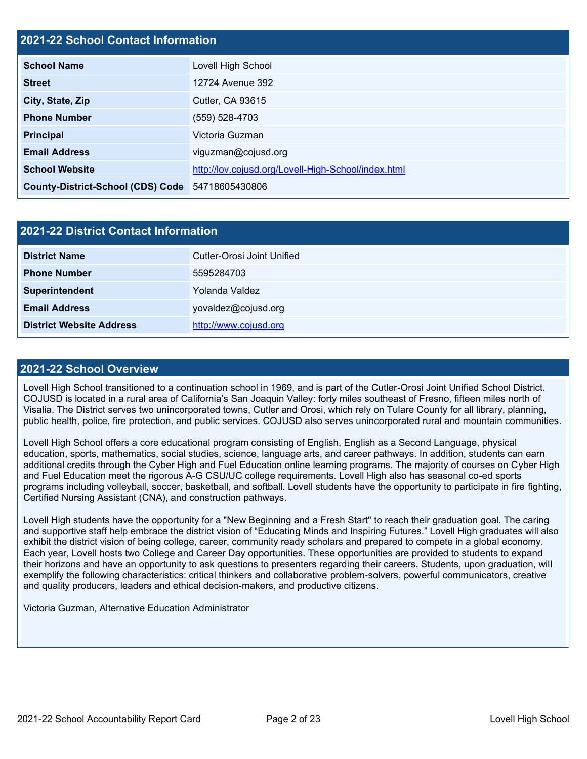## 2021-22 School Contact Information

| | |
|---|---|
| **School Name** | Lovell High School |
| **Street** | 12724 Avenue 392 |
| **City, State, Zip** | Cutler, CA 93615 |
| **Phone Number** | (559) 528-4703 |
| **Principal** | Victoria Guzman |
| **Email Address** | viguzman@cojusd.org |
| **School Website** | http://lov.cojusd.org/Lovell-High-School/index.html |
| **County-District-School (CDS) Code** | 54718605430806 |

## 2021-22 District Contact Information

| | |
|---|---|
| **District Name** | Cutler-Orosi Joint Unified |
| **Phone Number** | 5595284703 |
| **Superintendent** | Yolanda Valdez |
| **Email Address** | yovaldez@cojusd.org |
| **District Website Address** | http://www.cojusd.org |

## 2021-22 School Overview

Lovell High School transitioned to a continuation school in 1969, and is part of the Cutler-Orosi Joint Unified School District. COJUSD is located in a rural area of California's San Joaquin Valley: forty miles southeast of Fresno, fifteen miles north of Visalia. The District serves two unincorporated towns, Cutler and Orosi, which rely on Tulare County for all library, planning, public health, police, fire protection, and public services. COJUSD also serves unincorporated rural and mountain communities.

Lovell High School offers a core educational program consisting of English, English as a Second Language, physical education, sports, mathematics, social studies, science, language arts, and career pathways. In addition, students can earn additional credits through the Cyber High and Fuel Education online learning programs. The majority of courses on Cyber High and Fuel Education meet the rigorous A-G CSU/UC college requirements. Lovell High also has seasonal co-ed sports programs including volleyball, soccer, basketball, and softball. Lovell students have the opportunity to participate in fire fighting, Certified Nursing Assistant (CNA), and construction pathways.

Lovell High students have the opportunity for a "New Beginning and a Fresh Start" to reach their graduation goal. The caring and supportive staff help embrace the district vision of "Educating Minds and Inspiring Futures." Lovell High graduates will also exhibit the district vision of being college, career, community ready scholars and prepared to compete in a global economy. Each year, Lovell hosts two College and Career Day opportunities. These opportunities are provided to students to expand their horizons and have an opportunity to ask questions to presenters regarding their careers. Students, upon graduation, will exemplify the following characteristics: critical thinkers and collaborative problem-solvers, powerful communicators, creative and quality producers, leaders and ethical decision-makers, and productive citizens.

Victoria Guzman, Alternative Education Administrator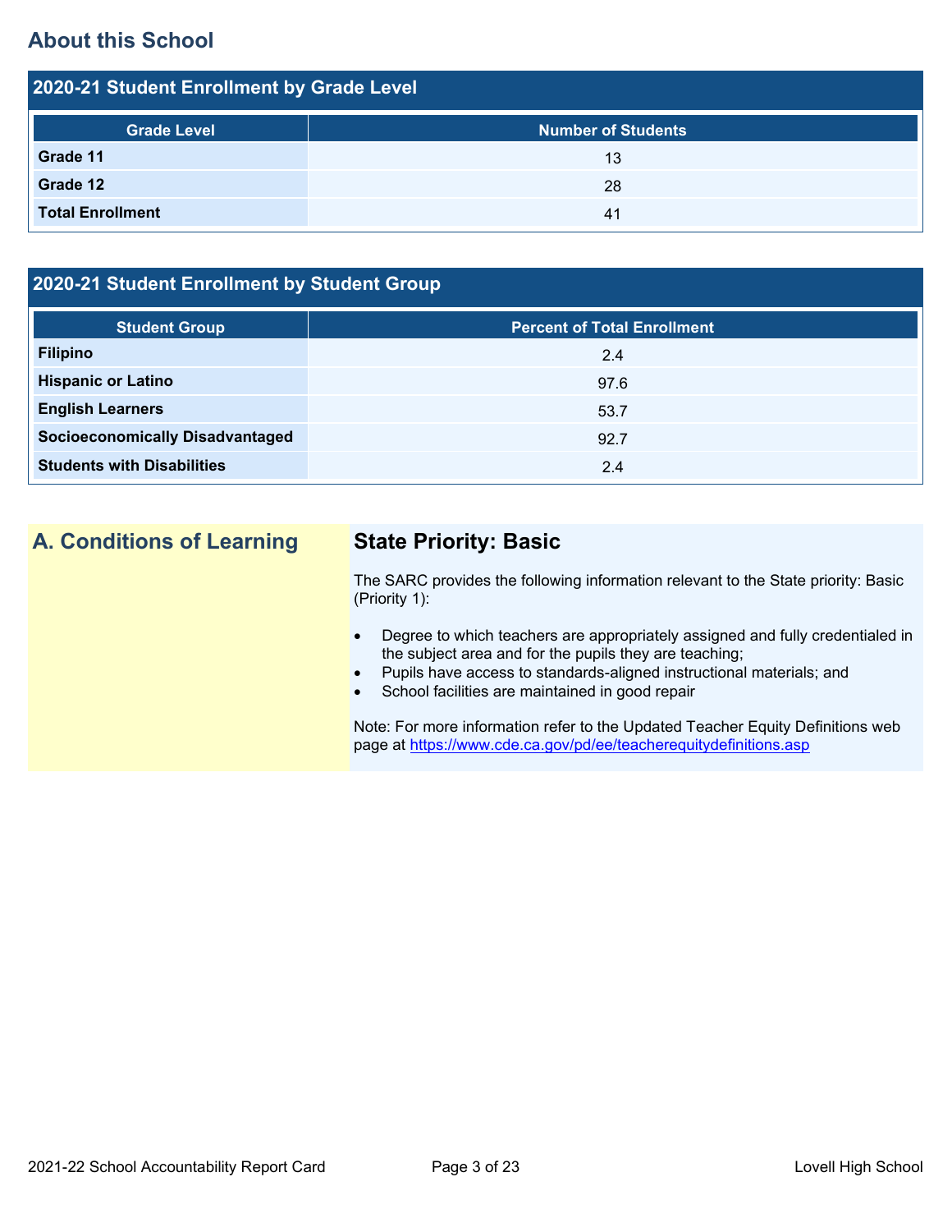## About this School

### 2020-21 Student Enrollment by Grade Level

| Grade Level | Number of Students |
|---|---|
| **Grade 11** | 13 |
| **Grade 12** | 28 |
| **Total Enrollment** | 41 |

### 2020-21 Student Enrollment by Student Group

| Student Group | Percent of Total Enrollment |
|---|---|
| **Filipino** | 2.4 |
| **Hispanic or Latino** | 97.6 |
| **English Learners** | 53.7 |
| **Socioeconomically Disadvantaged** | 92.7 |
| **Students with Disabilities** | 2.4 |

## A. Conditions of Learning

### State Priority: Basic

The SARC provides the following information relevant to the State priority: Basic (Priority 1):

- Degree to which teachers are appropriately assigned and fully credentialed in the subject area and for the pupils they are teaching;
- Pupils have access to standards-aligned instructional materials; and
- School facilities are maintained in good repair

Note: For more information refer to the Updated Teacher Equity Definitions web page at https://www.cde.ca.gov/pd/ee/teacherequitydefinitions.asp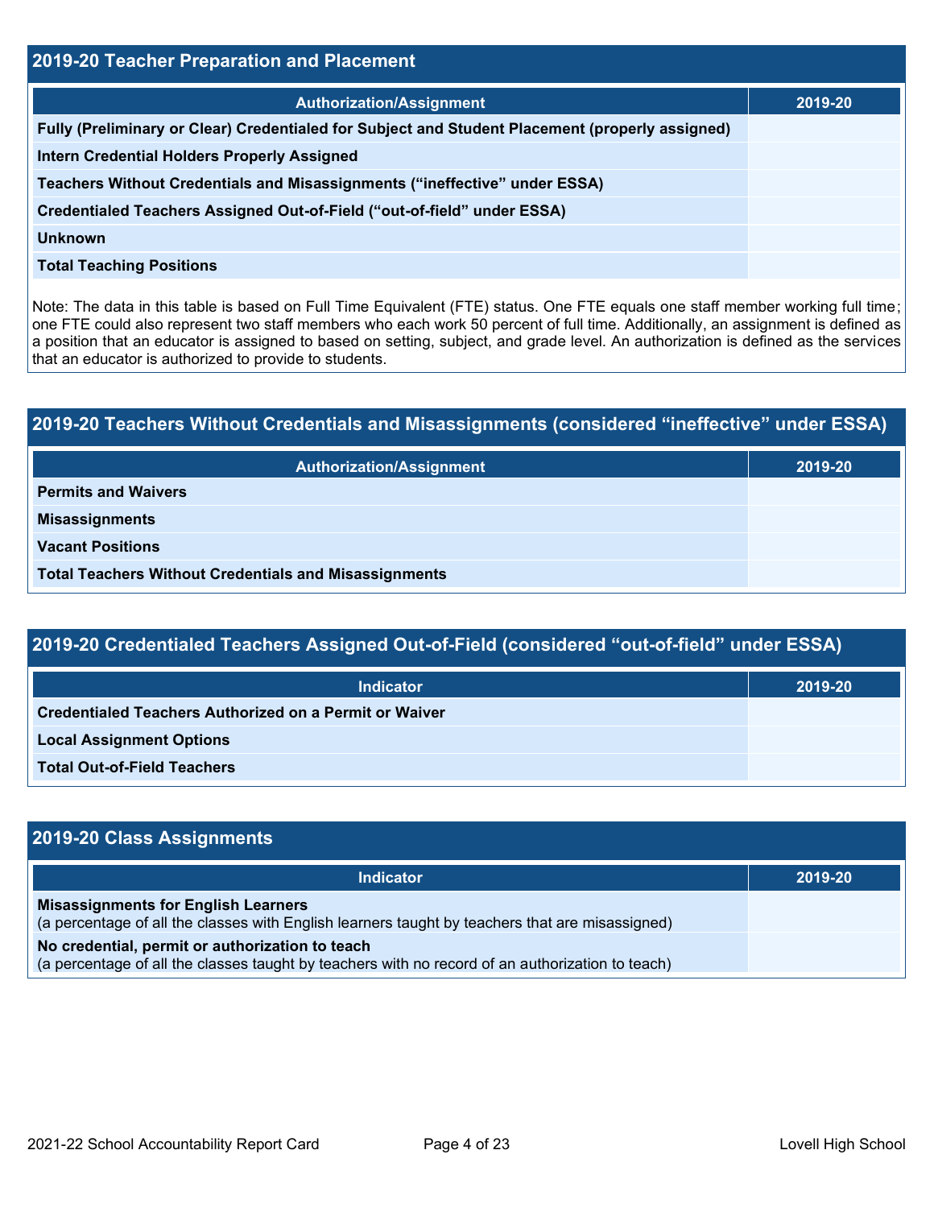## 2019-20 Teacher Preparation and Placement

| Authorization/Assignment | 2019-20 |
|---|---|
| Fully (Preliminary or Clear) Credentialed for Subject and Student Placement (properly assigned) | |
| Intern Credential Holders Properly Assigned | |
| Teachers Without Credentials and Misassignments (“ineffective” under ESSA) | |
| Credentialed Teachers Assigned Out-of-Field (“out-of-field” under ESSA) | |
| Unknown | |
| Total Teaching Positions | |

Note: The data in this table is based on Full Time Equivalent (FTE) status. One FTE equals one staff member working full time; one FTE could also represent two staff members who each work 50 percent of full time. Additionally, an assignment is defined as a position that an educator is assigned to based on setting, subject, and grade level. An authorization is defined as the services that an educator is authorized to provide to students.

## 2019-20 Teachers Without Credentials and Misassignments (considered “ineffective” under ESSA)

| Authorization/Assignment | 2019-20 |
|---|---|
| Permits and Waivers | |
| Misassignments | |
| Vacant Positions | |
| Total Teachers Without Credentials and Misassignments | |

## 2019-20 Credentialed Teachers Assigned Out-of-Field (considered “out-of-field” under ESSA)

| Indicator | 2019-20 |
|---|---|
| Credentialed Teachers Authorized on a Permit or Waiver | |
| Local Assignment Options | |
| Total Out-of-Field Teachers | |

## 2019-20 Class Assignments

| Indicator | 2019-20 |
|---|---|
| **Misassignments for English Learners** (a percentage of all the classes with English learners taught by teachers that are misassigned) | |
| **No credential, permit or authorization to teach** (a percentage of all the classes taught by teachers with no record of an authorization to teach) | |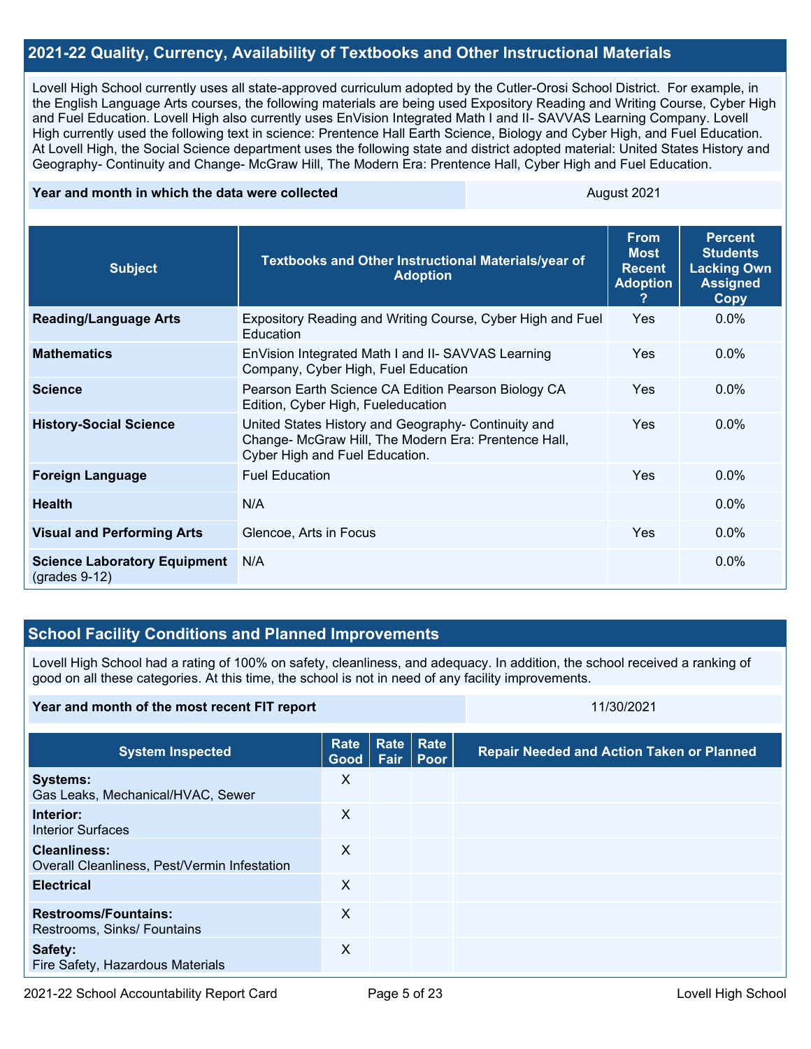## 2021-22 Quality, Currency, Availability of Textbooks and Other Instructional Materials

Lovell High School currently uses all state-approved curriculum adopted by the Cutler-Orosi School District. For example, in the English Language Arts courses, the following materials are being used Expository Reading and Writing Course, Cyber High and Fuel Education. Lovell High also currently uses EnVision Integrated Math I and II- SAVVAS Learning Company. Lovell High currently used the following text in science: Prentence Hall Earth Science, Biology and Cyber High, and Fuel Education. At Lovell High, the Social Science department uses the following state and district adopted material: United States History and Geography- Continuity and Change- McGraw Hill, The Modern Era: Prentence Hall, Cyber High and Fuel Education.

| Year and month in which the data were collected | August 2021 |
|---|---|

| Subject | Textbooks and Other Instructional Materials/year of Adoption | From Most Recent Adoption ? | Percent Students Lacking Own Assigned Copy |
|---|---|---|---|
| **Reading/Language Arts** | Expository Reading and Writing Course, Cyber High and Fuel Education | Yes | 0.0% |
| **Mathematics** | EnVision Integrated Math I and II- SAVVAS Learning Company, Cyber High, Fuel Education | Yes | 0.0% |
| **Science** | Pearson Earth Science CA Edition Pearson Biology CA Edition, Cyber High, Fueleducation | Yes | 0.0% |
| **History-Social Science** | United States History and Geography- Continuity and Change- McGraw Hill, The Modern Era: Prentence Hall, Cyber High and Fuel Education. | Yes | 0.0% |
| **Foreign Language** | Fuel Education | Yes | 0.0% |
| **Health** | N/A | | 0.0% |
| **Visual and Performing Arts** | Glencoe, Arts in Focus | Yes | 0.0% |
| **Science Laboratory Equipment** (grades 9-12) | N/A | | 0.0% |

## School Facility Conditions and Planned Improvements

Lovell High School had a rating of 100% on safety, cleanliness, and adequacy. In addition, the school received a ranking of good on all these categories. At this time, the school is not in need of any facility improvements.

| Year and month of the most recent FIT report | 11/30/2021 |
|---|---|

| System Inspected | Rate Good | Rate Fair | Rate Poor | Repair Needed and Action Taken or Planned |
|---|---|---|---|---|
| **Systems:** Gas Leaks, Mechanical/HVAC, Sewer | X | | | |
| **Interior:** Interior Surfaces | X | | | |
| **Cleanliness:** Overall Cleanliness, Pest/Vermin Infestation | X | | | |
| **Electrical** | X | | | |
| **Restrooms/Fountains:** Restrooms, Sinks/ Fountains | X | | | |
| **Safety:** Fire Safety, Hazardous Materials | X | | | |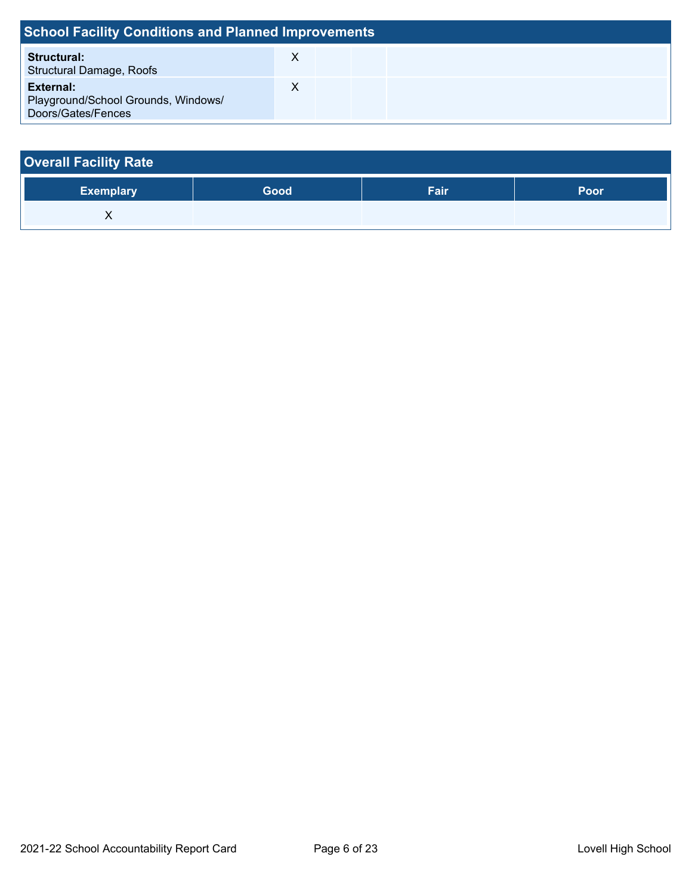## School Facility Conditions and Planned Improvements

| | | | | |
|---|---|---|---|---|
| **Structural:** Structural Damage, Roofs | X | | | |
| **External:** Playground/School Grounds, Windows/ Doors/Gates/Fences | X | | | |

## Overall Facility Rate

| Exemplary | Good | Fair | Poor |
|---|---|---|---|
| X | | | |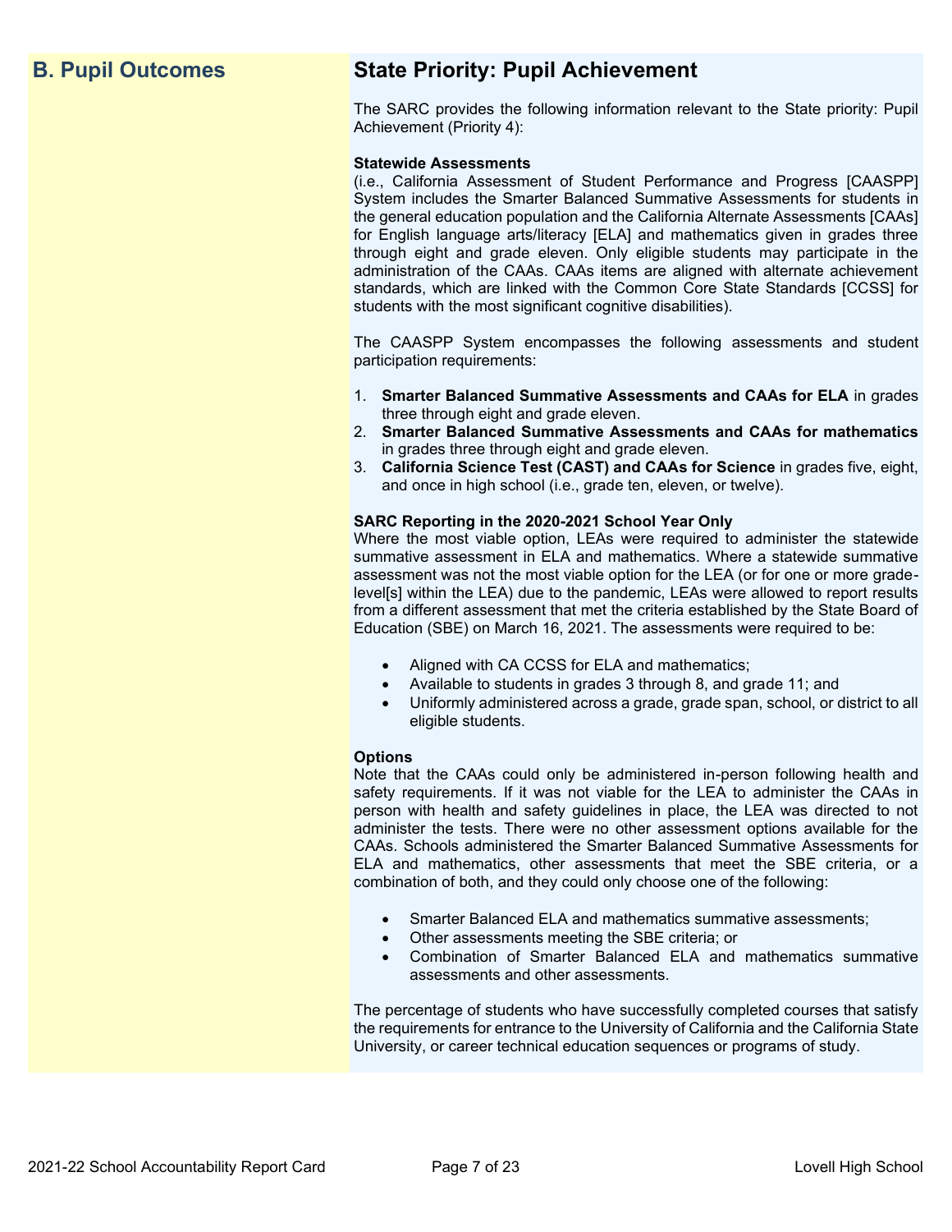## B. Pupil Outcomes

## State Priority: Pupil Achievement

The SARC provides the following information relevant to the State priority: Pupil Achievement (Priority 4):

**Statewide Assessments**
(i.e., California Assessment of Student Performance and Progress [CAASPP] System includes the Smarter Balanced Summative Assessments for students in the general education population and the California Alternate Assessments [CAAs] for English language arts/literacy [ELA] and mathematics given in grades three through eight and grade eleven. Only eligible students may participate in the administration of the CAAs. CAAs items are aligned with alternate achievement standards, which are linked with the Common Core State Standards [CCSS] for students with the most significant cognitive disabilities).

The CAASPP System encompasses the following assessments and student participation requirements:

1. **Smarter Balanced Summative Assessments and CAAs for ELA** in grades three through eight and grade eleven.
2. **Smarter Balanced Summative Assessments and CAAs for mathematics** in grades three through eight and grade eleven.
3. **California Science Test (CAST) and CAAs for Science** in grades five, eight, and once in high school (i.e., grade ten, eleven, or twelve).

**SARC Reporting in the 2020-2021 School Year Only**
Where the most viable option, LEAs were required to administer the statewide summative assessment in ELA and mathematics. Where a statewide summative assessment was not the most viable option for the LEA (or for one or more grade-level[s] within the LEA) due to the pandemic, LEAs were allowed to report results from a different assessment that met the criteria established by the State Board of Education (SBE) on March 16, 2021. The assessments were required to be:

- Aligned with CA CCSS for ELA and mathematics;
- Available to students in grades 3 through 8, and grade 11; and
- Uniformly administered across a grade, grade span, school, or district to all eligible students.

**Options**
Note that the CAAs could only be administered in-person following health and safety requirements. If it was not viable for the LEA to administer the CAAs in person with health and safety guidelines in place, the LEA was directed to not administer the tests. There were no other assessment options available for the CAAs. Schools administered the Smarter Balanced Summative Assessments for ELA and mathematics, other assessments that meet the SBE criteria, or a combination of both, and they could only choose one of the following:

- Smarter Balanced ELA and mathematics summative assessments;
- Other assessments meeting the SBE criteria; or
- Combination of Smarter Balanced ELA and mathematics summative assessments and other assessments.

The percentage of students who have successfully completed courses that satisfy the requirements for entrance to the University of California and the California State University, or career technical education sequences or programs of study.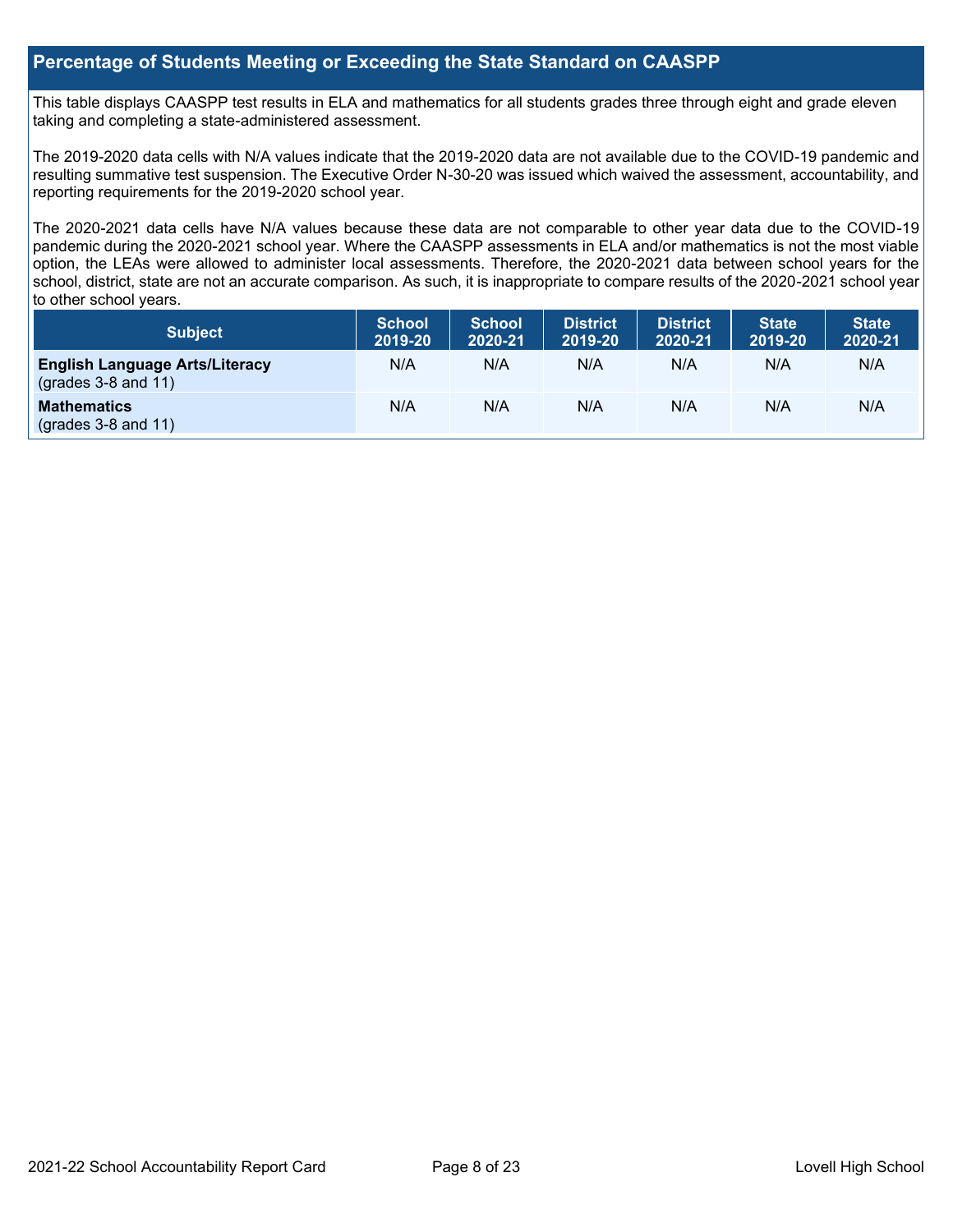## Percentage of Students Meeting or Exceeding the State Standard on CAASPP

This table displays CAASPP test results in ELA and mathematics for all students grades three through eight and grade eleven taking and completing a state-administered assessment.

The 2019-2020 data cells with N/A values indicate that the 2019-2020 data are not available due to the COVID-19 pandemic and resulting summative test suspension. The Executive Order N-30-20 was issued which waived the assessment, accountability, and reporting requirements for the 2019-2020 school year.

The 2020-2021 data cells have N/A values because these data are not comparable to other year data due to the COVID-19 pandemic during the 2020-2021 school year. Where the CAASPP assessments in ELA and/or mathematics is not the most viable option, the LEAs were allowed to administer local assessments. Therefore, the 2020-2021 data between school years for the school, district, state are not an accurate comparison. As such, it is inappropriate to compare results of the 2020-2021 school year to other school years.

| Subject | School 2019-20 | School 2020-21 | District 2019-20 | District 2020-21 | State 2019-20 | State 2020-21 |
|---|---|---|---|---|---|---|
| **English Language Arts/Literacy** (grades 3-8 and 11) | N/A | N/A | N/A | N/A | N/A | N/A |
| **Mathematics** (grades 3-8 and 11) | N/A | N/A | N/A | N/A | N/A | N/A |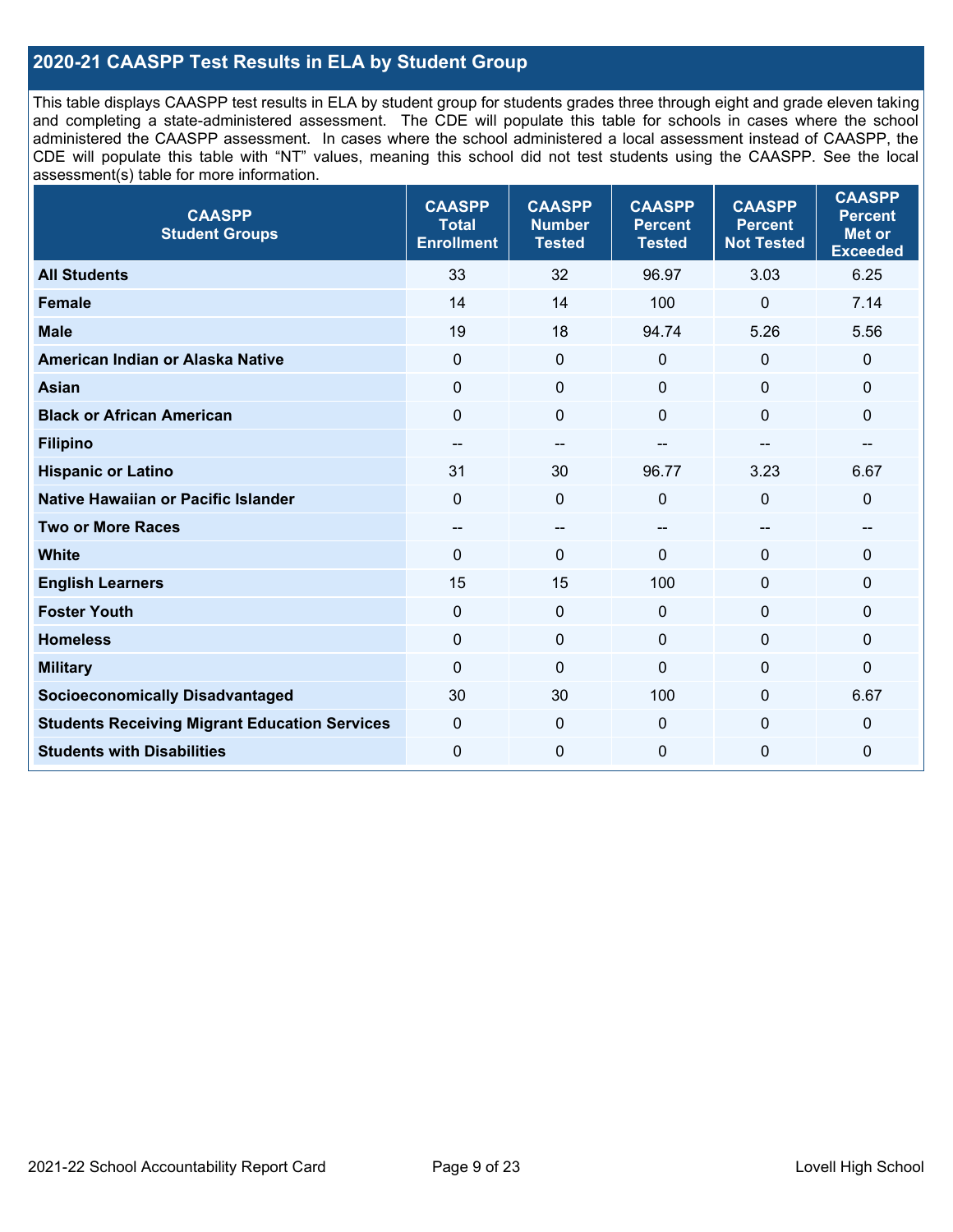## 2020-21 CAASPP Test Results in ELA by Student Group

This table displays CAASPP test results in ELA by student group for students grades three through eight and grade eleven taking and completing a state-administered assessment. The CDE will populate this table for schools in cases where the school administered the CAASPP assessment. In cases where the school administered a local assessment instead of CAASPP, the CDE will populate this table with "NT" values, meaning this school did not test students using the CAASPP. See the local assessment(s) table for more information.

| CAASPP Student Groups | CAASPP Total Enrollment | CAASPP Number Tested | CAASPP Percent Tested | CAASPP Percent Not Tested | CAASPP Percent Met or Exceeded |
|---|---|---|---|---|---|
| **All Students** | 33 | 32 | 96.97 | 3.03 | 6.25 |
| **Female** | 14 | 14 | 100 | 0 | 7.14 |
| **Male** | 19 | 18 | 94.74 | 5.26 | 5.56 |
| **American Indian or Alaska Native** | 0 | 0 | 0 | 0 | 0 |
| **Asian** | 0 | 0 | 0 | 0 | 0 |
| **Black or African American** | 0 | 0 | 0 | 0 | 0 |
| **Filipino** | -- | -- | -- | -- | -- |
| **Hispanic or Latino** | 31 | 30 | 96.77 | 3.23 | 6.67 |
| **Native Hawaiian or Pacific Islander** | 0 | 0 | 0 | 0 | 0 |
| **Two or More Races** | -- | -- | -- | -- | -- |
| **White** | 0 | 0 | 0 | 0 | 0 |
| **English Learners** | 15 | 15 | 100 | 0 | 0 |
| **Foster Youth** | 0 | 0 | 0 | 0 | 0 |
| **Homeless** | 0 | 0 | 0 | 0 | 0 |
| **Military** | 0 | 0 | 0 | 0 | 0 |
| **Socioeconomically Disadvantaged** | 30 | 30 | 100 | 0 | 6.67 |
| **Students Receiving Migrant Education Services** | 0 | 0 | 0 | 0 | 0 |
| **Students with Disabilities** | 0 | 0 | 0 | 0 | 0 |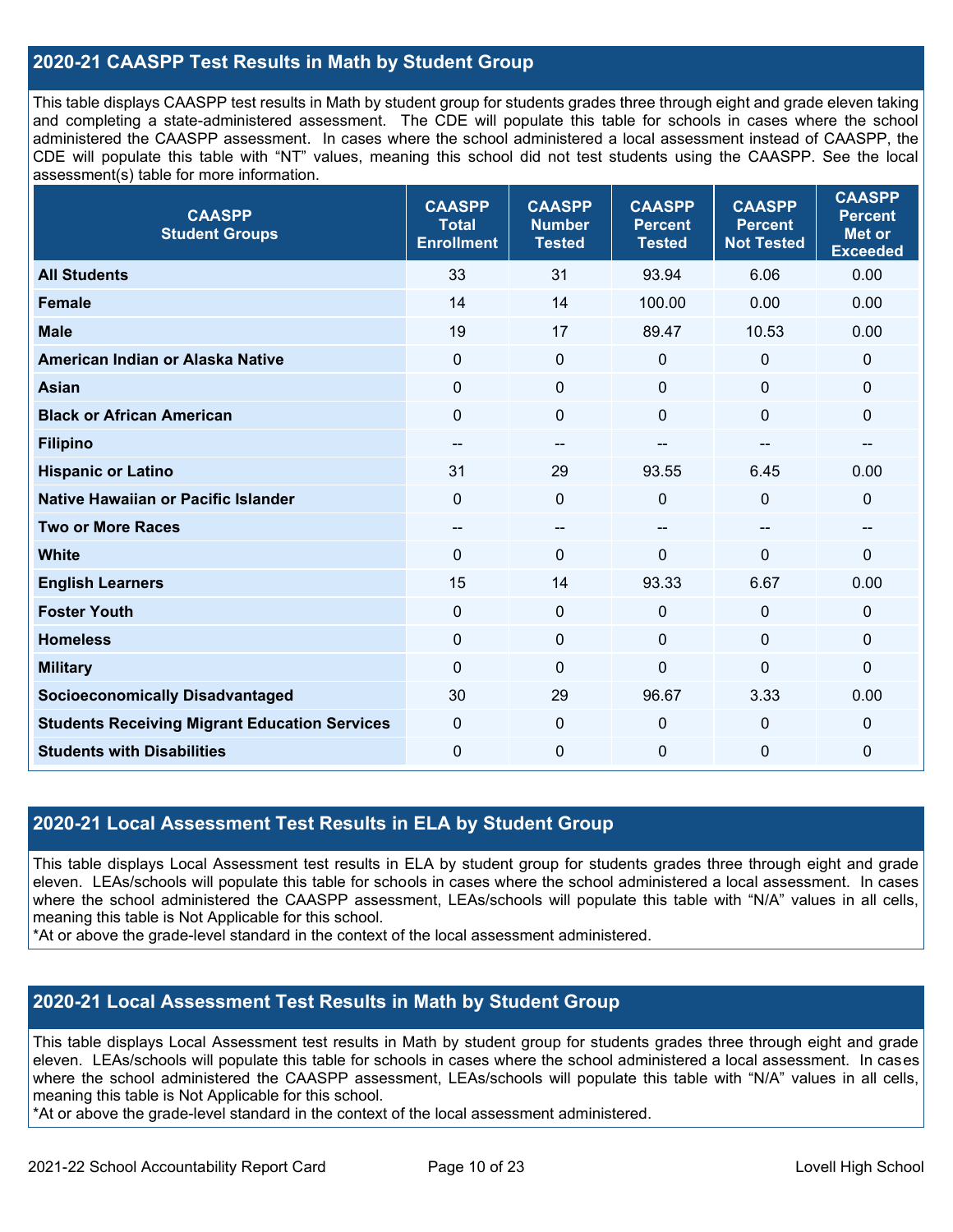## 2020-21 CAASPP Test Results in Math by Student Group

This table displays CAASPP test results in Math by student group for students grades three through eight and grade eleven taking and completing a state-administered assessment. The CDE will populate this table for schools in cases where the school administered the CAASPP assessment. In cases where the school administered a local assessment instead of CAASPP, the CDE will populate this table with "NT" values, meaning this school did not test students using the CAASPP. See the local assessment(s) table for more information.

| CAASPP Student Groups | CAASPP Total Enrollment | CAASPP Number Tested | CAASPP Percent Tested | CAASPP Percent Not Tested | CAASPP Percent Met or Exceeded |
|---|---|---|---|---|---|
| **All Students** | 33 | 31 | 93.94 | 6.06 | 0.00 |
| **Female** | 14 | 14 | 100.00 | 0.00 | 0.00 |
| **Male** | 19 | 17 | 89.47 | 10.53 | 0.00 |
| **American Indian or Alaska Native** | 0 | 0 | 0 | 0 | 0 |
| **Asian** | 0 | 0 | 0 | 0 | 0 |
| **Black or African American** | 0 | 0 | 0 | 0 | 0 |
| **Filipino** | -- | -- | -- | -- | -- |
| **Hispanic or Latino** | 31 | 29 | 93.55 | 6.45 | 0.00 |
| **Native Hawaiian or Pacific Islander** | 0 | 0 | 0 | 0 | 0 |
| **Two or More Races** | -- | -- | -- | -- | -- |
| **White** | 0 | 0 | 0 | 0 | 0 |
| **English Learners** | 15 | 14 | 93.33 | 6.67 | 0.00 |
| **Foster Youth** | 0 | 0 | 0 | 0 | 0 |
| **Homeless** | 0 | 0 | 0 | 0 | 0 |
| **Military** | 0 | 0 | 0 | 0 | 0 |
| **Socioeconomically Disadvantaged** | 30 | 29 | 96.67 | 3.33 | 0.00 |
| **Students Receiving Migrant Education Services** | 0 | 0 | 0 | 0 | 0 |
| **Students with Disabilities** | 0 | 0 | 0 | 0 | 0 |

## 2020-21 Local Assessment Test Results in ELA by Student Group

This table displays Local Assessment test results in ELA by student group for students grades three through eight and grade eleven. LEAs/schools will populate this table for schools in cases where the school administered a local assessment. In cases where the school administered the CAASPP assessment, LEAs/schools will populate this table with "N/A" values in all cells, meaning this table is Not Applicable for this school.
*At or above the grade-level standard in the context of the local assessment administered.

## 2020-21 Local Assessment Test Results in Math by Student Group

This table displays Local Assessment test results in Math by student group for students grades three through eight and grade eleven. LEAs/schools will populate this table for schools in cases where the school administered a local assessment. In cases where the school administered the CAASPP assessment, LEAs/schools will populate this table with "N/A" values in all cells, meaning this table is Not Applicable for this school.
*At or above the grade-level standard in the context of the local assessment administered.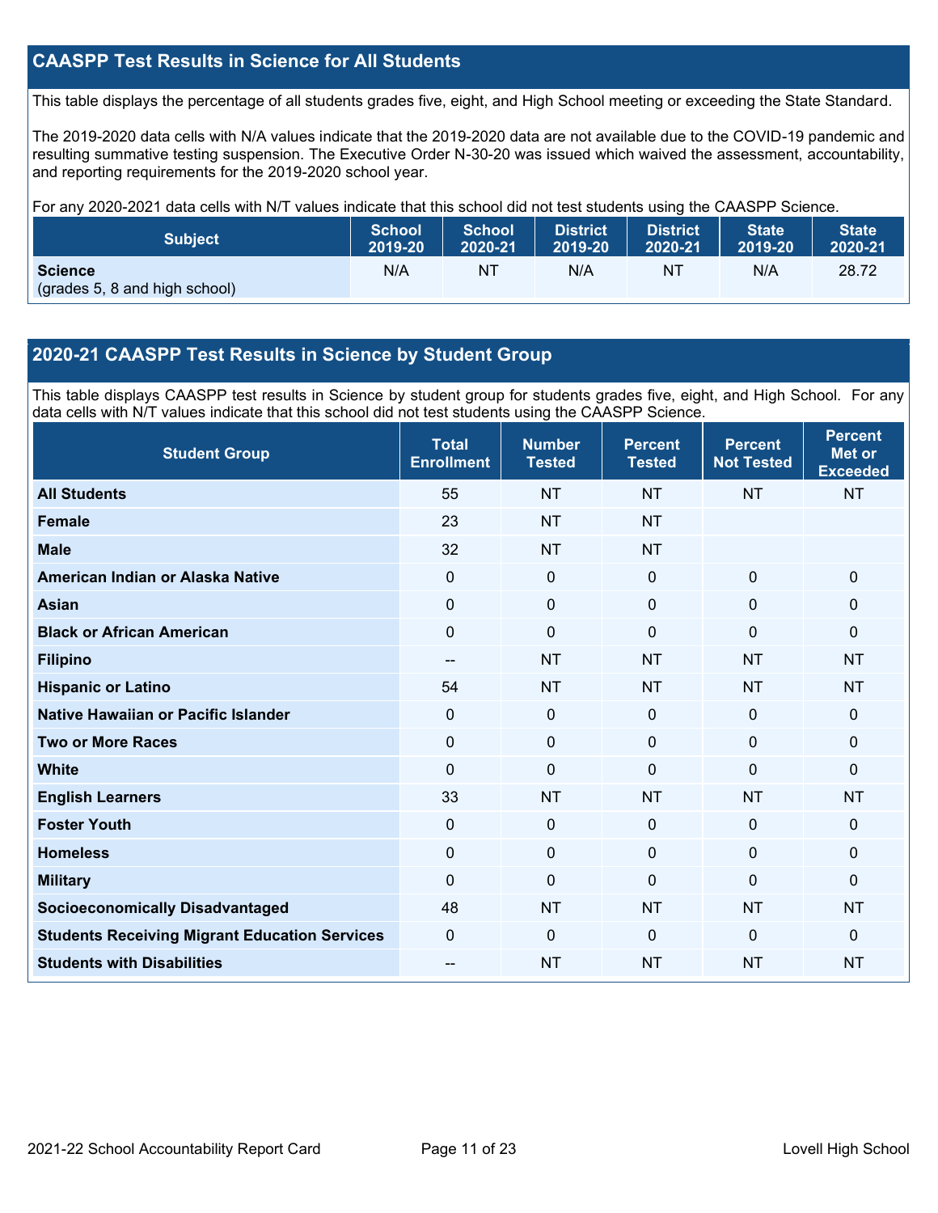## CAASPP Test Results in Science for All Students

This table displays the percentage of all students grades five, eight, and High School meeting or exceeding the State Standard.

The 2019-2020 data cells with N/A values indicate that the 2019-2020 data are not available due to the COVID-19 pandemic and resulting summative testing suspension. The Executive Order N-30-20 was issued which waived the assessment, accountability, and reporting requirements for the 2019-2020 school year.

For any 2020-2021 data cells with N/T values indicate that this school did not test students using the CAASPP Science.

| Subject | School 2019-20 | School 2020-21 | District 2019-20 | District 2020-21 | State 2019-20 | State 2020-21 |
|---|---|---|---|---|---|---|
| **Science** (grades 5, 8 and high school) | N/A | NT | N/A | NT | N/A | 28.72 |

## 2020-21 CAASPP Test Results in Science by Student Group

This table displays CAASPP test results in Science by student group for students grades five, eight, and High School. For any data cells with N/T values indicate that this school did not test students using the CAASPP Science.

| Student Group | Total Enrollment | Number Tested | Percent Tested | Percent Not Tested | Percent Met or Exceeded |
|---|---|---|---|---|---|
| **All Students** | 55 | NT | NT | NT | NT |
| **Female** | 23 | NT | NT | | |
| **Male** | 32 | NT | NT | | |
| **American Indian or Alaska Native** | 0 | 0 | 0 | 0 | 0 |
| **Asian** | 0 | 0 | 0 | 0 | 0 |
| **Black or African American** | 0 | 0 | 0 | 0 | 0 |
| **Filipino** | -- | NT | NT | NT | NT |
| **Hispanic or Latino** | 54 | NT | NT | NT | NT |
| **Native Hawaiian or Pacific Islander** | 0 | 0 | 0 | 0 | 0 |
| **Two or More Races** | 0 | 0 | 0 | 0 | 0 |
| **White** | 0 | 0 | 0 | 0 | 0 |
| **English Learners** | 33 | NT | NT | NT | NT |
| **Foster Youth** | 0 | 0 | 0 | 0 | 0 |
| **Homeless** | 0 | 0 | 0 | 0 | 0 |
| **Military** | 0 | 0 | 0 | 0 | 0 |
| **Socioeconomically Disadvantaged** | 48 | NT | NT | NT | NT |
| **Students Receiving Migrant Education Services** | 0 | 0 | 0 | 0 | 0 |
| **Students with Disabilities** | -- | NT | NT | NT | NT |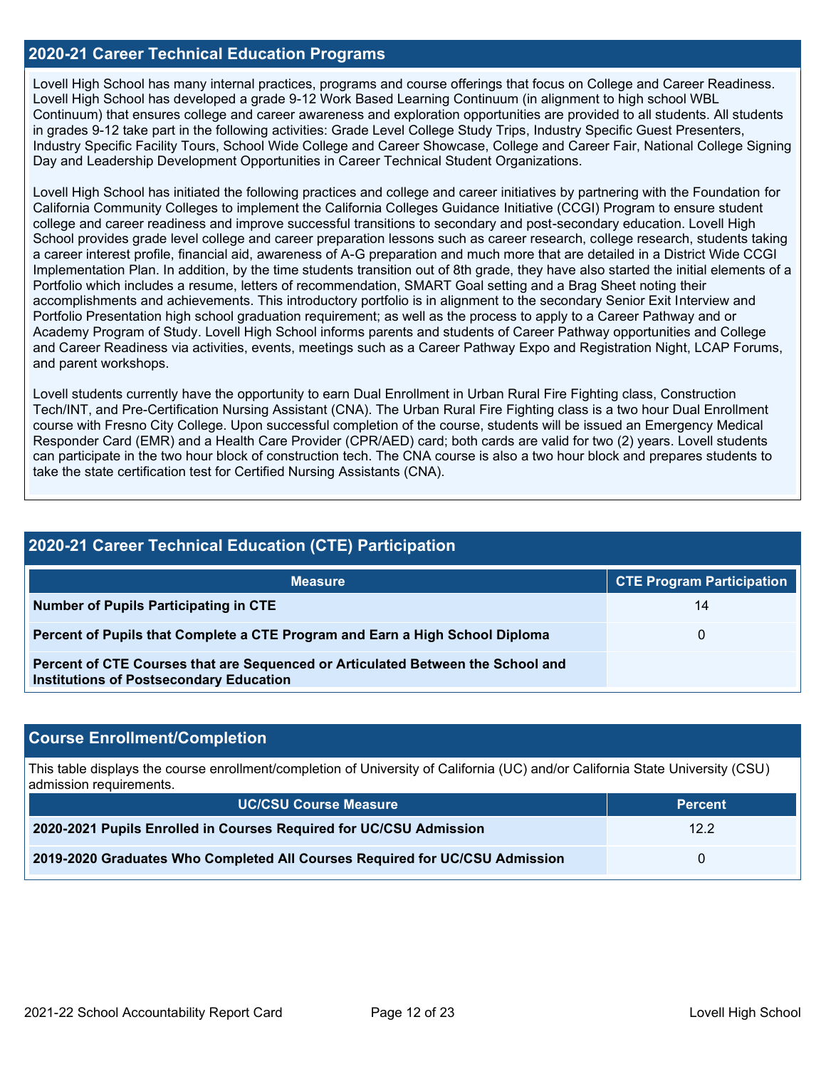## 2020-21 Career Technical Education Programs

Lovell High School has many internal practices, programs and course offerings that focus on College and Career Readiness. Lovell High School has developed a grade 9-12 Work Based Learning Continuum (in alignment to high school WBL Continuum) that ensures college and career awareness and exploration opportunities are provided to all students. All students in grades 9-12 take part in the following activities: Grade Level College Study Trips, Industry Specific Guest Presenters, Industry Specific Facility Tours, School Wide College and Career Showcase, College and Career Fair, National College Signing Day and Leadership Development Opportunities in Career Technical Student Organizations.

Lovell High School has initiated the following practices and college and career initiatives by partnering with the Foundation for California Community Colleges to implement the California Colleges Guidance Initiative (CCGI) Program to ensure student college and career readiness and improve successful transitions to secondary and post-secondary education. Lovell High School provides grade level college and career preparation lessons such as career research, college research, students taking a career interest profile, financial aid, awareness of A-G preparation and much more that are detailed in a District Wide CCGI Implementation Plan. In addition, by the time students transition out of 8th grade, they have also started the initial elements of a Portfolio which includes a resume, letters of recommendation, SMART Goal setting and a Brag Sheet noting their accomplishments and achievements. This introductory portfolio is in alignment to the secondary Senior Exit Interview and Portfolio Presentation high school graduation requirement; as well as the process to apply to a Career Pathway and or Academy Program of Study. Lovell High School informs parents and students of Career Pathway opportunities and College and Career Readiness via activities, events, meetings such as a Career Pathway Expo and Registration Night, LCAP Forums, and parent workshops.

Lovell students currently have the opportunity to earn Dual Enrollment in Urban Rural Fire Fighting class, Construction Tech/INT, and Pre-Certification Nursing Assistant (CNA). The Urban Rural Fire Fighting class is a two hour Dual Enrollment course with Fresno City College. Upon successful completion of the course, students will be issued an Emergency Medical Responder Card (EMR) and a Health Care Provider (CPR/AED) card; both cards are valid for two (2) years. Lovell students can participate in the two hour block of construction tech. The CNA course is also a two hour block and prepares students to take the state certification test for Certified Nursing Assistants (CNA).

## 2020-21 Career Technical Education (CTE) Participation

| Measure | CTE Program Participation |
|---|---|
| **Number of Pupils Participating in CTE** | 14 |
| **Percent of Pupils that Complete a CTE Program and Earn a High School Diploma** | 0 |
| **Percent of CTE Courses that are Sequenced or Articulated Between the School and Institutions of Postsecondary Education** | |

## Course Enrollment/Completion

This table displays the course enrollment/completion of University of California (UC) and/or California State University (CSU) admission requirements.

| UC/CSU Course Measure | Percent |
|---|---|
| **2020-2021 Pupils Enrolled in Courses Required for UC/CSU Admission** | 12.2 |
| **2019-2020 Graduates Who Completed All Courses Required for UC/CSU Admission** | 0 |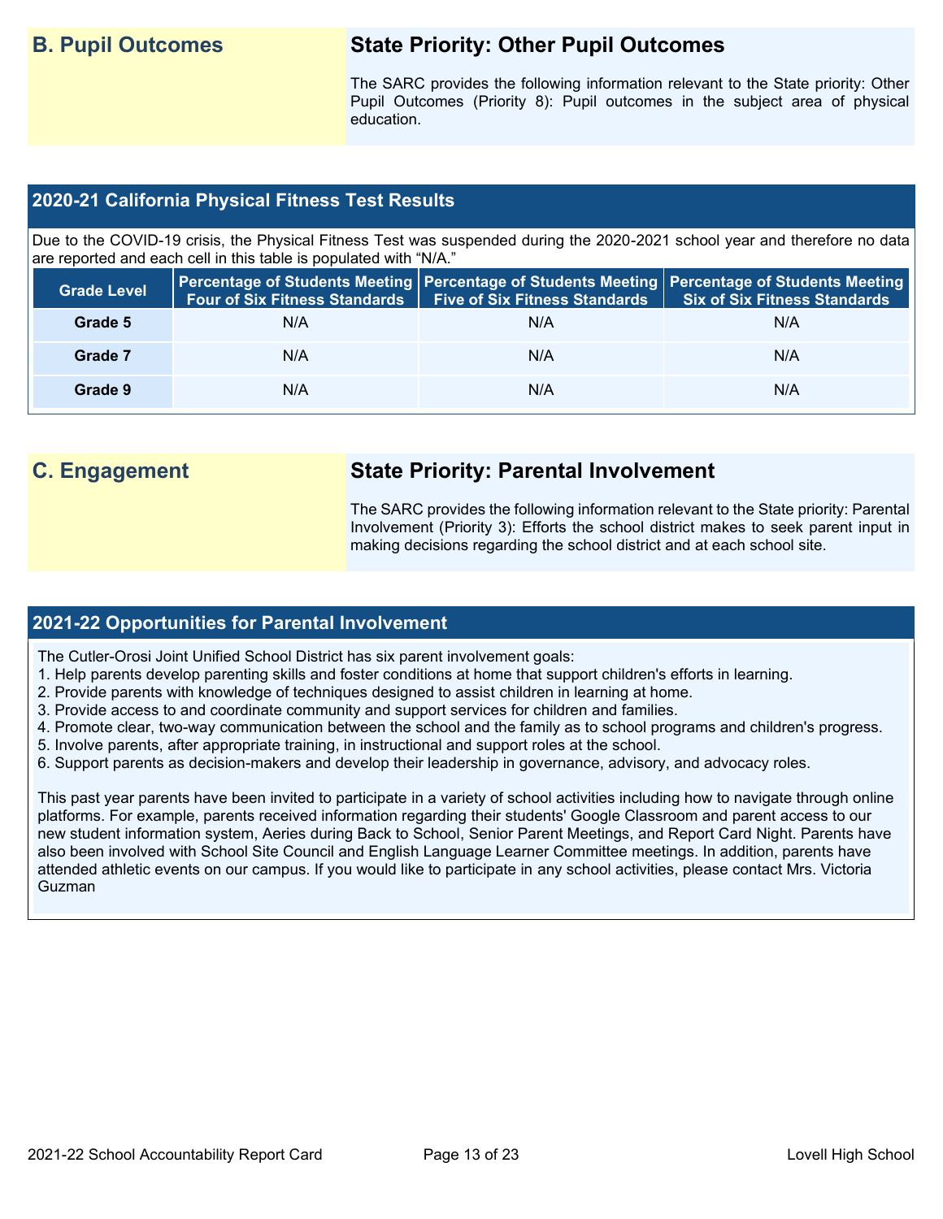## B. Pupil Outcomes

### State Priority: Other Pupil Outcomes

The SARC provides the following information relevant to the State priority: Other Pupil Outcomes (Priority 8): Pupil outcomes in the subject area of physical education.

### 2020-21 California Physical Fitness Test Results

Due to the COVID-19 crisis, the Physical Fitness Test was suspended during the 2020-2021 school year and therefore no data are reported and each cell in this table is populated with "N/A."

| Grade Level | Percentage of Students Meeting Four of Six Fitness Standards | Percentage of Students Meeting Five of Six Fitness Standards | Percentage of Students Meeting Six of Six Fitness Standards |
|---|---|---|---|
| Grade 5 | N/A | N/A | N/A |
| Grade 7 | N/A | N/A | N/A |
| Grade 9 | N/A | N/A | N/A |

## C. Engagement

### State Priority: Parental Involvement

The SARC provides the following information relevant to the State priority: Parental Involvement (Priority 3): Efforts the school district makes to seek parent input in making decisions regarding the school district and at each school site.

### 2021-22 Opportunities for Parental Involvement

The Cutler-Orosi Joint Unified School District has six parent involvement goals:
1. Help parents develop parenting skills and foster conditions at home that support children's efforts in learning.
2. Provide parents with knowledge of techniques designed to assist children in learning at home.
3. Provide access to and coordinate community and support services for children and families.
4. Promote clear, two-way communication between the school and the family as to school programs and children's progress.
5. Involve parents, after appropriate training, in instructional and support roles at the school.
6. Support parents as decision-makers and develop their leadership in governance, advisory, and advocacy roles.

This past year parents have been invited to participate in a variety of school activities including how to navigate through online platforms. For example, parents received information regarding their students' Google Classroom and parent access to our new student information system, Aeries during Back to School, Senior Parent Meetings, and Report Card Night. Parents have also been involved with School Site Council and English Language Learner Committee meetings. In addition, parents have attended athletic events on our campus. If you would like to participate in any school activities, please contact Mrs. Victoria Guzman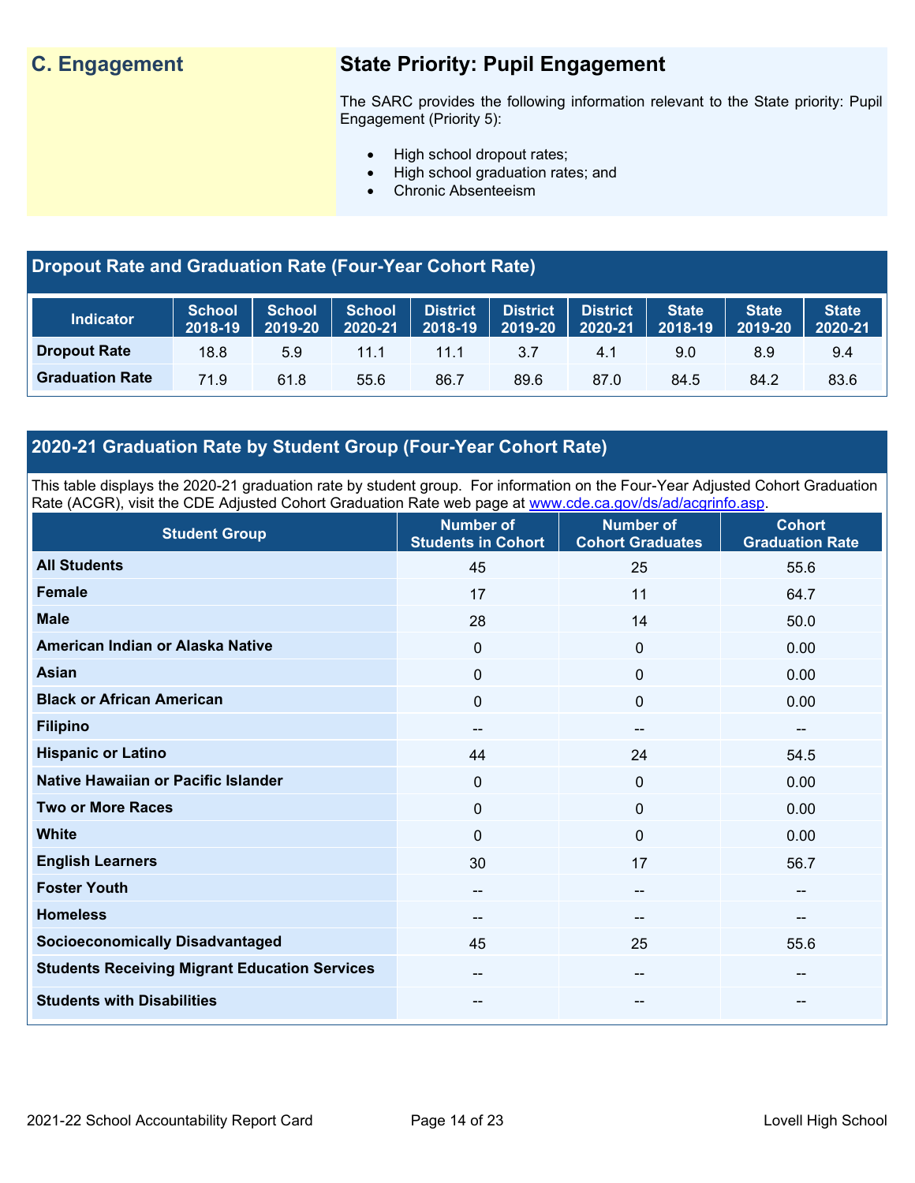## C. Engagement

### State Priority: Pupil Engagement

The SARC provides the following information relevant to the State priority: Pupil Engagement (Priority 5):

- High school dropout rates;
- High school graduation rates; and
- Chronic Absenteeism

### Dropout Rate and Graduation Rate (Four-Year Cohort Rate)

| Indicator | School 2018-19 | School 2019-20 | School 2020-21 | District 2018-19 | District 2019-20 | District 2020-21 | State 2018-19 | State 2019-20 | State 2020-21 |
|---|---|---|---|---|---|---|---|---|---|
| Dropout Rate | 18.8 | 5.9 | 11.1 | 11.1 | 3.7 | 4.1 | 9.0 | 8.9 | 9.4 |
| Graduation Rate | 71.9 | 61.8 | 55.6 | 86.7 | 89.6 | 87.0 | 84.5 | 84.2 | 83.6 |

### 2020-21 Graduation Rate by Student Group (Four-Year Cohort Rate)

This table displays the 2020-21 graduation rate by student group. For information on the Four-Year Adjusted Cohort Graduation Rate (ACGR), visit the CDE Adjusted Cohort Graduation Rate web page at www.cde.ca.gov/ds/ad/acgrinfo.asp.

| Student Group | Number of Students in Cohort | Number of Cohort Graduates | Cohort Graduation Rate |
|---|---|---|---|
| All Students | 45 | 25 | 55.6 |
| Female | 17 | 11 | 64.7 |
| Male | 28 | 14 | 50.0 |
| American Indian or Alaska Native | 0 | 0 | 0.00 |
| Asian | 0 | 0 | 0.00 |
| Black or African American | 0 | 0 | 0.00 |
| Filipino | -- | -- | -- |
| Hispanic or Latino | 44 | 24 | 54.5 |
| Native Hawaiian or Pacific Islander | 0 | 0 | 0.00 |
| Two or More Races | 0 | 0 | 0.00 |
| White | 0 | 0 | 0.00 |
| English Learners | 30 | 17 | 56.7 |
| Foster Youth | -- | -- | -- |
| Homeless | -- | -- | -- |
| Socioeconomically Disadvantaged | 45 | 25 | 55.6 |
| Students Receiving Migrant Education Services | -- | -- | -- |
| Students with Disabilities | -- | -- | -- |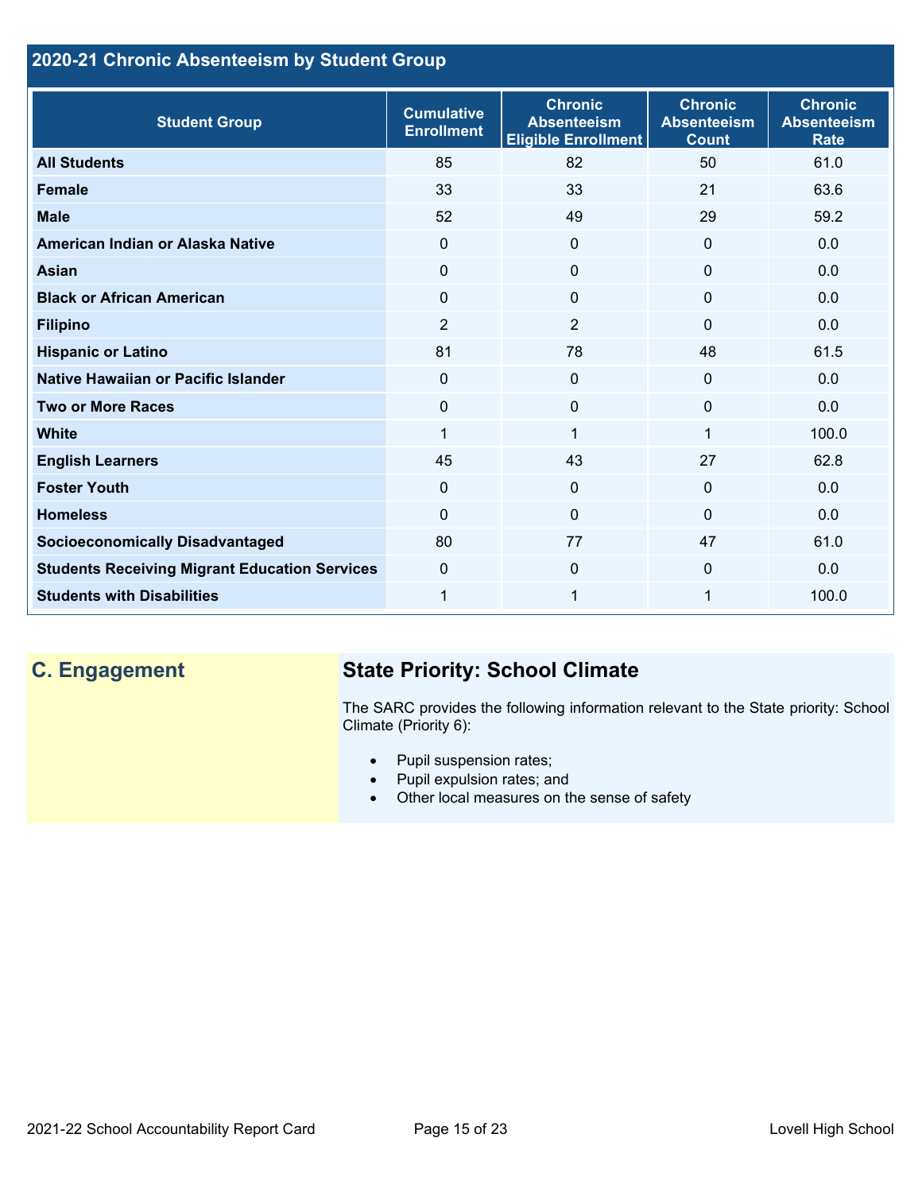## 2020-21 Chronic Absenteeism by Student Group

| Student Group | Cumulative Enrollment | Chronic Absenteeism Eligible Enrollment | Chronic Absenteeism Count | Chronic Absenteeism Rate |
|---|---|---|---|---|
| **All Students** | 85 | 82 | 50 | 61.0 |
| **Female** | 33 | 33 | 21 | 63.6 |
| **Male** | 52 | 49 | 29 | 59.2 |
| **American Indian or Alaska Native** | 0 | 0 | 0 | 0.0 |
| **Asian** | 0 | 0 | 0 | 0.0 |
| **Black or African American** | 0 | 0 | 0 | 0.0 |
| **Filipino** | 2 | 2 | 0 | 0.0 |
| **Hispanic or Latino** | 81 | 78 | 48 | 61.5 |
| **Native Hawaiian or Pacific Islander** | 0 | 0 | 0 | 0.0 |
| **Two or More Races** | 0 | 0 | 0 | 0.0 |
| **White** | 1 | 1 | 1 | 100.0 |
| **English Learners** | 45 | 43 | 27 | 62.8 |
| **Foster Youth** | 0 | 0 | 0 | 0.0 |
| **Homeless** | 0 | 0 | 0 | 0.0 |
| **Socioeconomically Disadvantaged** | 80 | 77 | 47 | 61.0 |
| **Students Receiving Migrant Education Services** | 0 | 0 | 0 | 0.0 |
| **Students with Disabilities** | 1 | 1 | 1 | 100.0 |

## C. Engagement

## State Priority: School Climate

The SARC provides the following information relevant to the State priority: School Climate (Priority 6):

- Pupil suspension rates;
- Pupil expulsion rates; and
- Other local measures on the sense of safety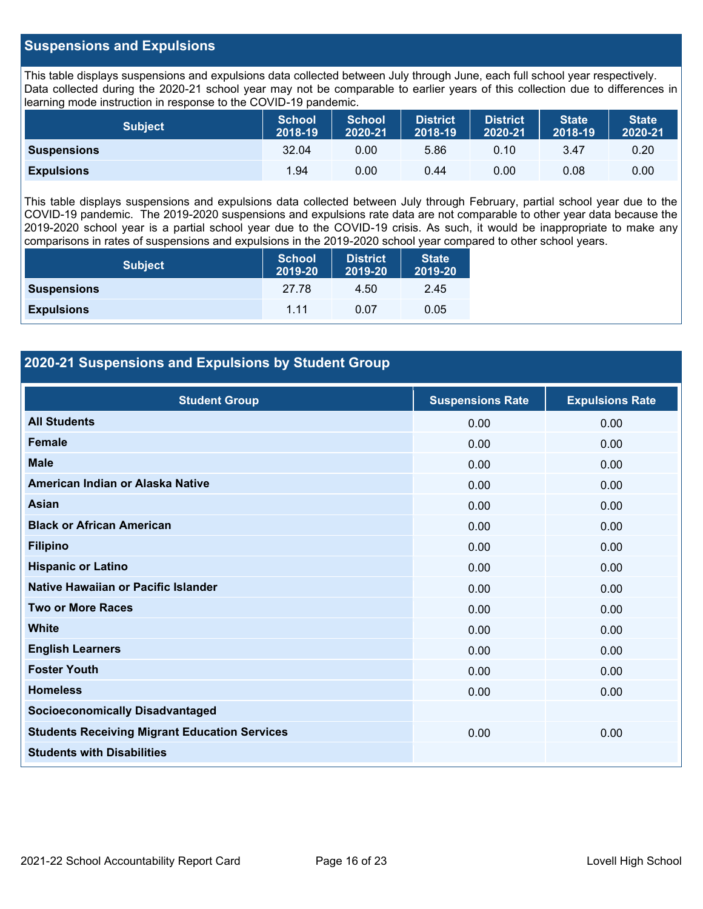## Suspensions and Expulsions

This table displays suspensions and expulsions data collected between July through June, each full school year respectively. Data collected during the 2020-21 school year may not be comparable to earlier years of this collection due to differences in learning mode instruction in response to the COVID-19 pandemic.

| Subject | School 2018-19 | School 2020-21 | District 2018-19 | District 2020-21 | State 2018-19 | State 2020-21 |
| --- | --- | --- | --- | --- | --- | --- |
| **Suspensions** | 32.04 | 0.00 | 5.86 | 0.10 | 3.47 | 0.20 |
| **Expulsions** | 1.94 | 0.00 | 0.44 | 0.00 | 0.08 | 0.00 |

This table displays suspensions and expulsions data collected between July through February, partial school year due to the COVID-19 pandemic. The 2019-2020 suspensions and expulsions rate data are not comparable to other year data because the 2019-2020 school year is a partial school year due to the COVID-19 crisis. As such, it would be inappropriate to make any comparisons in rates of suspensions and expulsions in the 2019-2020 school year compared to other school years.

| Subject | School 2019-20 | District 2019-20 | State 2019-20 |
| --- | --- | --- | --- |
| **Suspensions** | 27.78 | 4.50 | 2.45 |
| **Expulsions** | 1.11 | 0.07 | 0.05 |

## 2020-21 Suspensions and Expulsions by Student Group

| Student Group | Suspensions Rate | Expulsions Rate |
| --- | --- | --- |
| **All Students** | 0.00 | 0.00 |
| **Female** | 0.00 | 0.00 |
| **Male** | 0.00 | 0.00 |
| **American Indian or Alaska Native** | 0.00 | 0.00 |
| **Asian** | 0.00 | 0.00 |
| **Black or African American** | 0.00 | 0.00 |
| **Filipino** | 0.00 | 0.00 |
| **Hispanic or Latino** | 0.00 | 0.00 |
| **Native Hawaiian or Pacific Islander** | 0.00 | 0.00 |
| **Two or More Races** | 0.00 | 0.00 |
| **White** | 0.00 | 0.00 |
| **English Learners** | 0.00 | 0.00 |
| **Foster Youth** | 0.00 | 0.00 |
| **Homeless** | 0.00 | 0.00 |
| **Socioeconomically Disadvantaged** | | |
| **Students Receiving Migrant Education Services** | 0.00 | 0.00 |
| **Students with Disabilities** | | |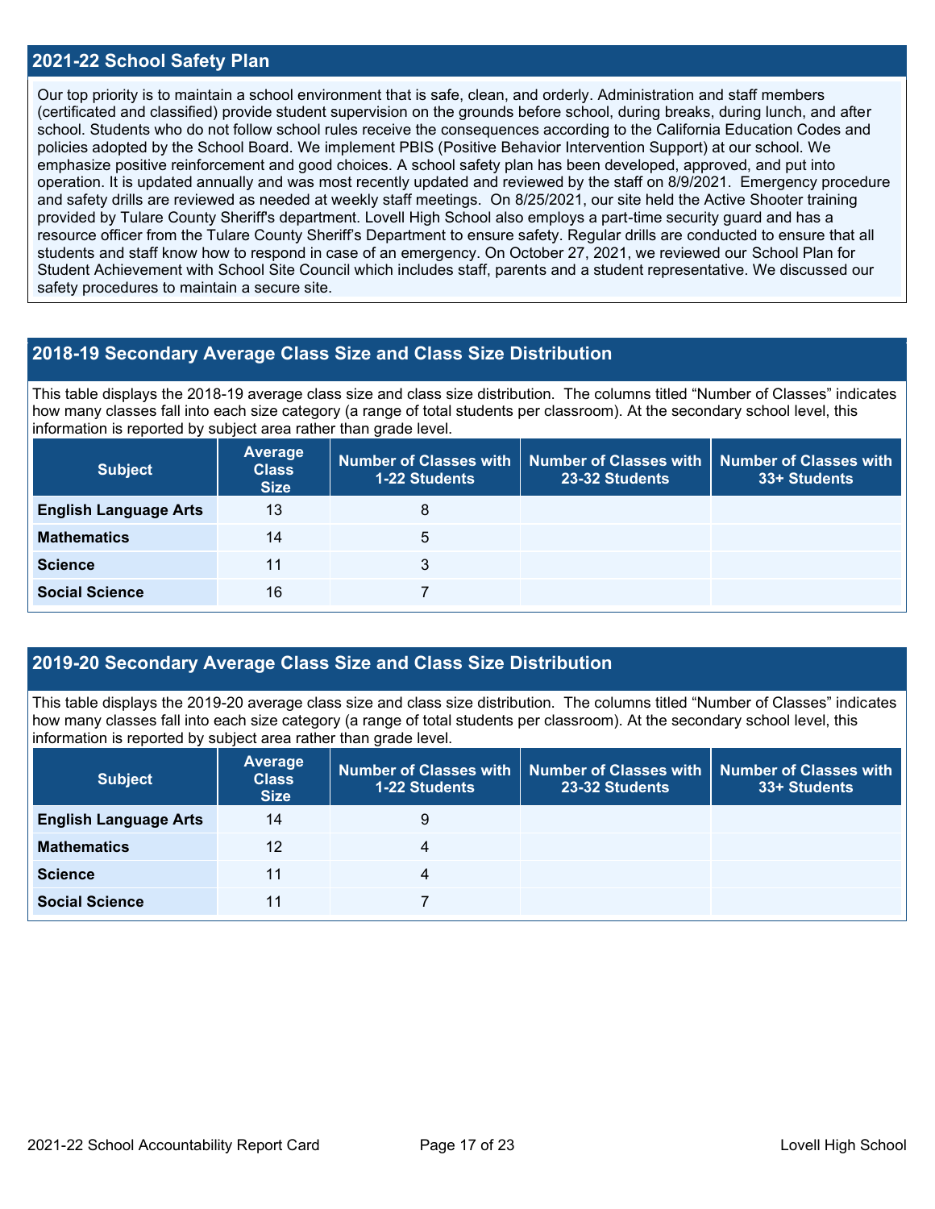## 2021-22 School Safety Plan

Our top priority is to maintain a school environment that is safe, clean, and orderly. Administration and staff members (certificated and classified) provide student supervision on the grounds before school, during breaks, during lunch, and after school. Students who do not follow school rules receive the consequences according to the California Education Codes and policies adopted by the School Board. We implement PBIS (Positive Behavior Intervention Support) at our school. We emphasize positive reinforcement and good choices. A school safety plan has been developed, approved, and put into operation. It is updated annually and was most recently updated and reviewed by the staff on 8/9/2021. Emergency procedure and safety drills are reviewed as needed at weekly staff meetings. On 8/25/2021, our site held the Active Shooter training provided by Tulare County Sheriff's department. Lovell High School also employs a part-time security guard and has a resource officer from the Tulare County Sheriff's Department to ensure safety. Regular drills are conducted to ensure that all students and staff know how to respond in case of an emergency. On October 27, 2021, we reviewed our School Plan for Student Achievement with School Site Council which includes staff, parents and a student representative. We discussed our safety procedures to maintain a secure site.

## 2018-19 Secondary Average Class Size and Class Size Distribution

This table displays the 2018-19 average class size and class size distribution. The columns titled "Number of Classes" indicates how many classes fall into each size category (a range of total students per classroom). At the secondary school level, this information is reported by subject area rather than grade level.

| Subject | Average Class Size | Number of Classes with 1-22 Students | Number of Classes with 23-32 Students | Number of Classes with 33+ Students |
|---|---|---|---|---|
| English Language Arts | 13 | 8 | | |
| Mathematics | 14 | 5 | | |
| Science | 11 | 3 | | |
| Social Science | 16 | 7 | | |

## 2019-20 Secondary Average Class Size and Class Size Distribution

This table displays the 2019-20 average class size and class size distribution. The columns titled "Number of Classes" indicates how many classes fall into each size category (a range of total students per classroom). At the secondary school level, this information is reported by subject area rather than grade level.

| Subject | Average Class Size | Number of Classes with 1-22 Students | Number of Classes with 23-32 Students | Number of Classes with 33+ Students |
|---|---|---|---|---|
| English Language Arts | 14 | 9 | | |
| Mathematics | 12 | 4 | | |
| Science | 11 | 4 | | |
| Social Science | 11 | 7 | | |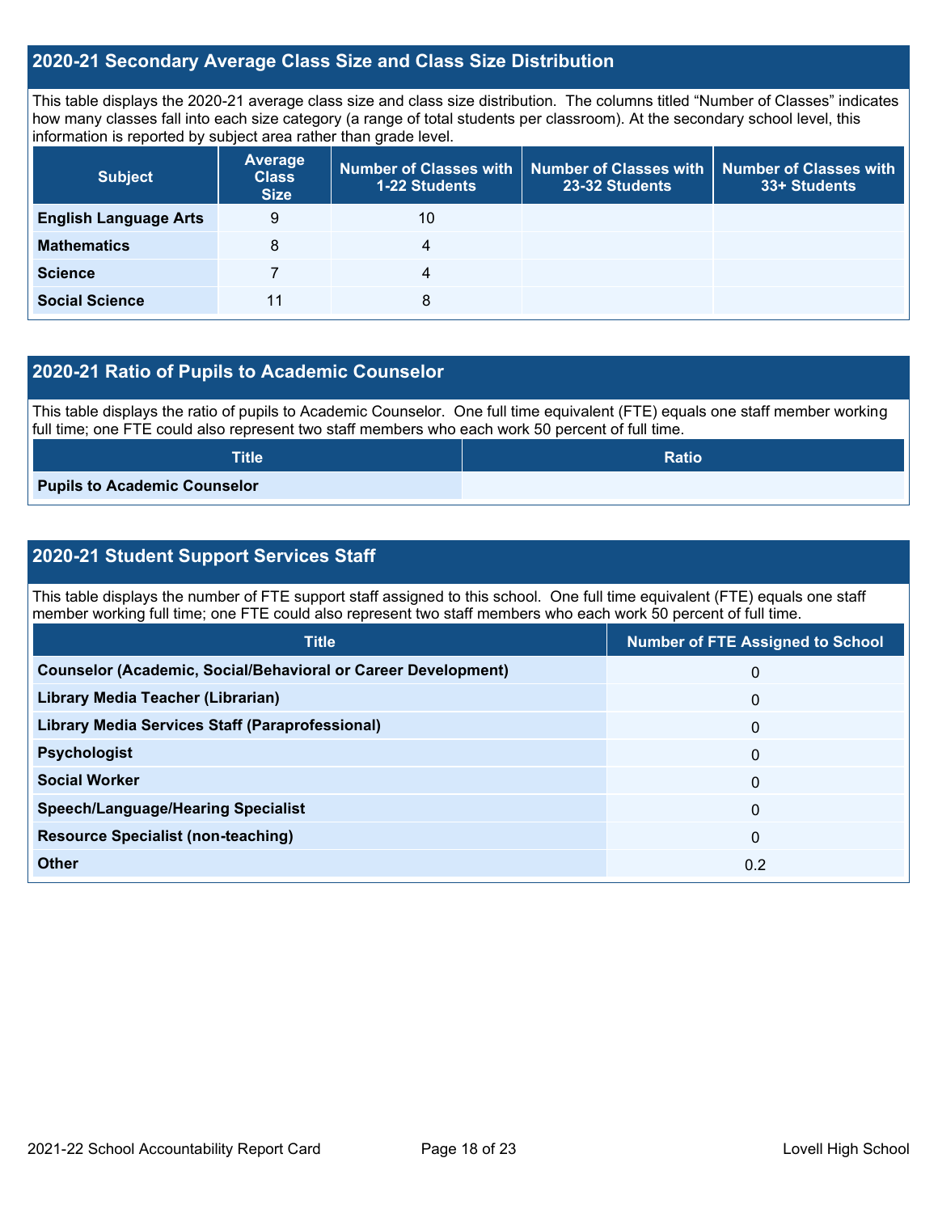## 2020-21 Secondary Average Class Size and Class Size Distribution

This table displays the 2020-21 average class size and class size distribution. The columns titled "Number of Classes" indicates how many classes fall into each size category (a range of total students per classroom). At the secondary school level, this information is reported by subject area rather than grade level.

| Subject | Average Class Size | Number of Classes with 1-22 Students | Number of Classes with 23-32 Students | Number of Classes with 33+ Students |
|---|---|---|---|---|
| **English Language Arts** | 9 | 10 | | |
| **Mathematics** | 8 | 4 | | |
| **Science** | 7 | 4 | | |
| **Social Science** | 11 | 8 | | |

## 2020-21 Ratio of Pupils to Academic Counselor

This table displays the ratio of pupils to Academic Counselor. One full time equivalent (FTE) equals one staff member working full time; one FTE could also represent two staff members who each work 50 percent of full time.

| Title | Ratio |
|---|---|
| **Pupils to Academic Counselor** | |

## 2020-21 Student Support Services Staff

This table displays the number of FTE support staff assigned to this school. One full time equivalent (FTE) equals one staff member working full time; one FTE could also represent two staff members who each work 50 percent of full time.

| Title | Number of FTE Assigned to School |
|---|---|
| **Counselor (Academic, Social/Behavioral or Career Development)** | 0 |
| **Library Media Teacher (Librarian)** | 0 |
| **Library Media Services Staff (Paraprofessional)** | 0 |
| **Psychologist** | 0 |
| **Social Worker** | 0 |
| **Speech/Language/Hearing Specialist** | 0 |
| **Resource Specialist (non-teaching)** | 0 |
| **Other** | 0.2 |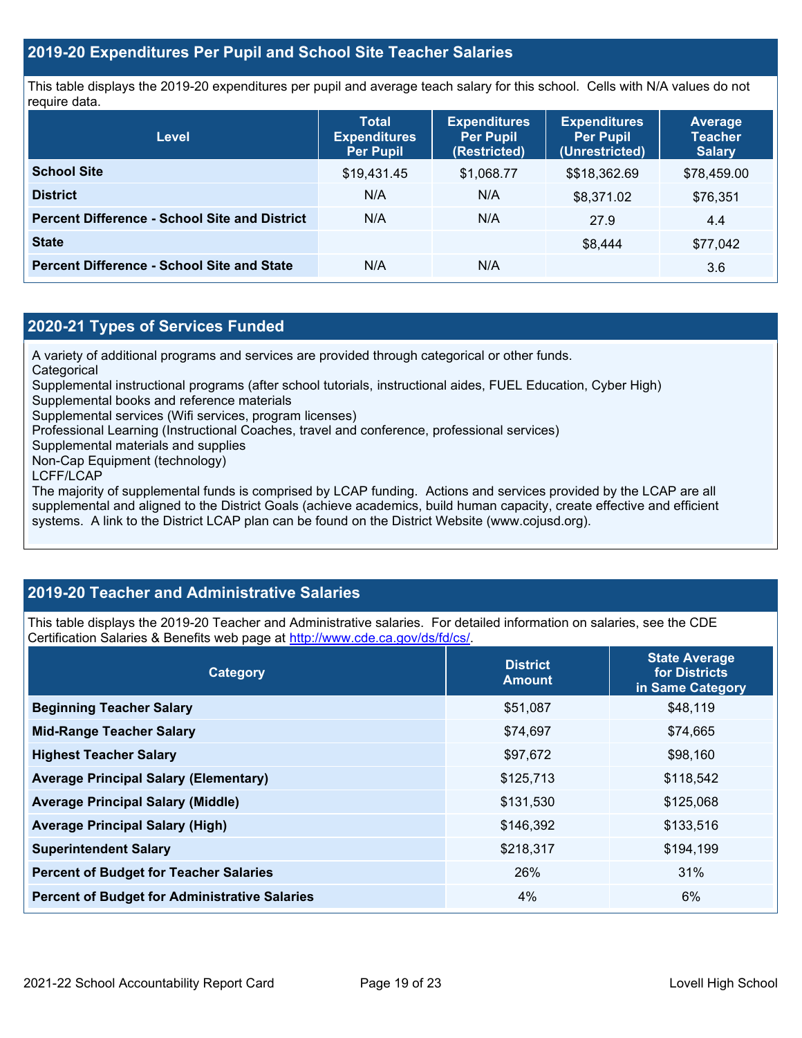## 2019-20 Expenditures Per Pupil and School Site Teacher Salaries

This table displays the 2019-20 expenditures per pupil and average teach salary for this school. Cells with N/A values do not require data.

| Level | Total Expenditures Per Pupil | Expenditures Per Pupil (Restricted) | Expenditures Per Pupil (Unrestricted) | Average Teacher Salary |
|---|---|---|---|---|
| **School Site** | $19,431.45 | $1,068.77 | $$18,362.69 | $78,459.00 |
| **District** | N/A | N/A | $8,371.02 | $76,351 |
| **Percent Difference - School Site and District** | N/A | N/A | 27.9 | 4.4 |
| **State** | | | $8,444 | $77,042 |
| **Percent Difference - School Site and State** | N/A | N/A | | 3.6 |

## 2020-21 Types of Services Funded

A variety of additional programs and services are provided through categorical or other funds.
Categorical
Supplemental instructional programs (after school tutorials, instructional aides, FUEL Education, Cyber High)
Supplemental books and reference materials
Supplemental services (Wifi services, program licenses)
Professional Learning (Instructional Coaches, travel and conference, professional services)
Supplemental materials and supplies
Non-Cap Equipment (technology)
LCFF/LCAP
The majority of supplemental funds is comprised by LCAP funding. Actions and services provided by the LCAP are all supplemental and aligned to the District Goals (achieve academics, build human capacity, create effective and efficient systems. A link to the District LCAP plan can be found on the District Website (www.cojusd.org).

## 2019-20 Teacher and Administrative Salaries

This table displays the 2019-20 Teacher and Administrative salaries. For detailed information on salaries, see the CDE Certification Salaries & Benefits web page at http://www.cde.ca.gov/ds/fd/cs/.

| Category | District Amount | State Average for Districts in Same Category |
|---|---|---|
| **Beginning Teacher Salary** | $51,087 | $48,119 |
| **Mid-Range Teacher Salary** | $74,697 | $74,665 |
| **Highest Teacher Salary** | $97,672 | $98,160 |
| **Average Principal Salary (Elementary)** | $125,713 | $118,542 |
| **Average Principal Salary (Middle)** | $131,530 | $125,068 |
| **Average Principal Salary (High)** | $146,392 | $133,516 |
| **Superintendent Salary** | $218,317 | $194,199 |
| **Percent of Budget for Teacher Salaries** | 26% | 31% |
| **Percent of Budget for Administrative Salaries** | 4% | 6% |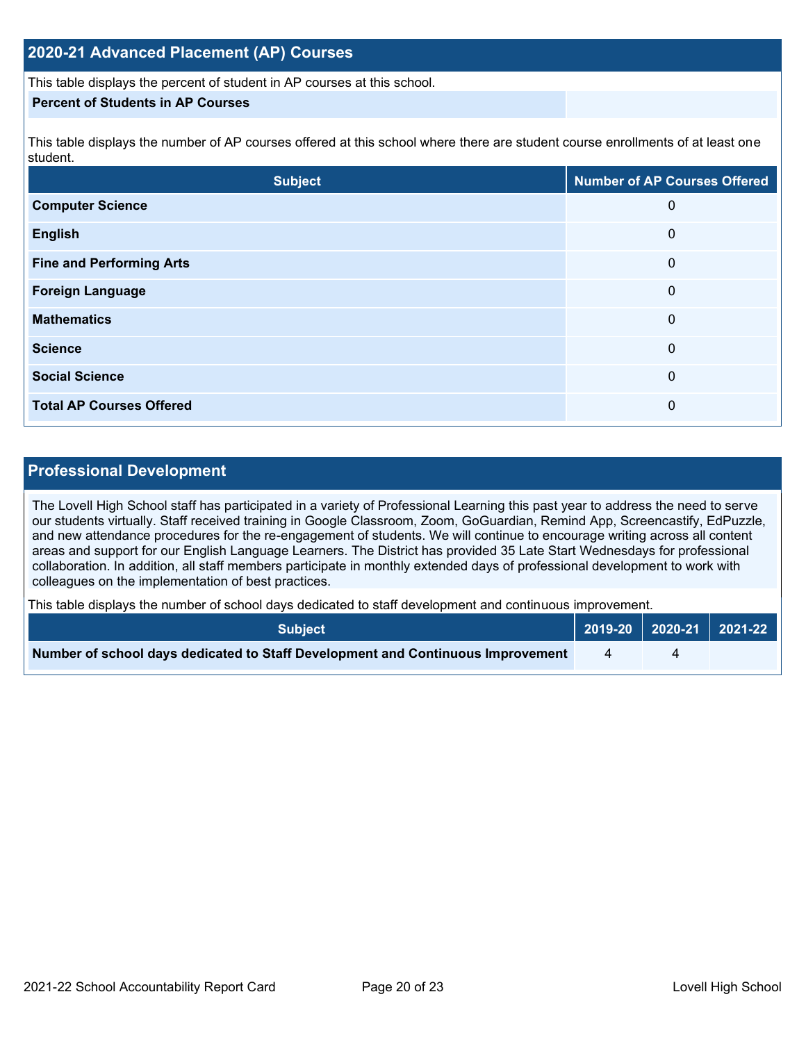## 2020-21 Advanced Placement (AP) Courses

This table displays the percent of student in AP courses at this school.

| Percent of Students in AP Courses | |
|---|---|

This table displays the number of AP courses offered at this school where there are student course enrollments of at least one student.

| Subject | Number of AP Courses Offered |
|---|---|
| **Computer Science** | 0 |
| **English** | 0 |
| **Fine and Performing Arts** | 0 |
| **Foreign Language** | 0 |
| **Mathematics** | 0 |
| **Science** | 0 |
| **Social Science** | 0 |
| **Total AP Courses Offered** | 0 |

## Professional Development

The Lovell High School staff has participated in a variety of Professional Learning this past year to address the need to serve our students virtually. Staff received training in Google Classroom, Zoom, GoGuardian, Remind App, Screencastify, EdPuzzle, and new attendance procedures for the re-engagement of students. We will continue to encourage writing across all content areas and support for our English Language Learners. The District has provided 35 Late Start Wednesdays for professional collaboration. In addition, all staff members participate in monthly extended days of professional development to work with colleagues on the implementation of best practices.

This table displays the number of school days dedicated to staff development and continuous improvement.

| Subject | 2019-20 | 2020-21 | 2021-22 |
|---|---|---|---|
| **Number of school days dedicated to Staff Development and Continuous Improvement** | 4 | 4 | |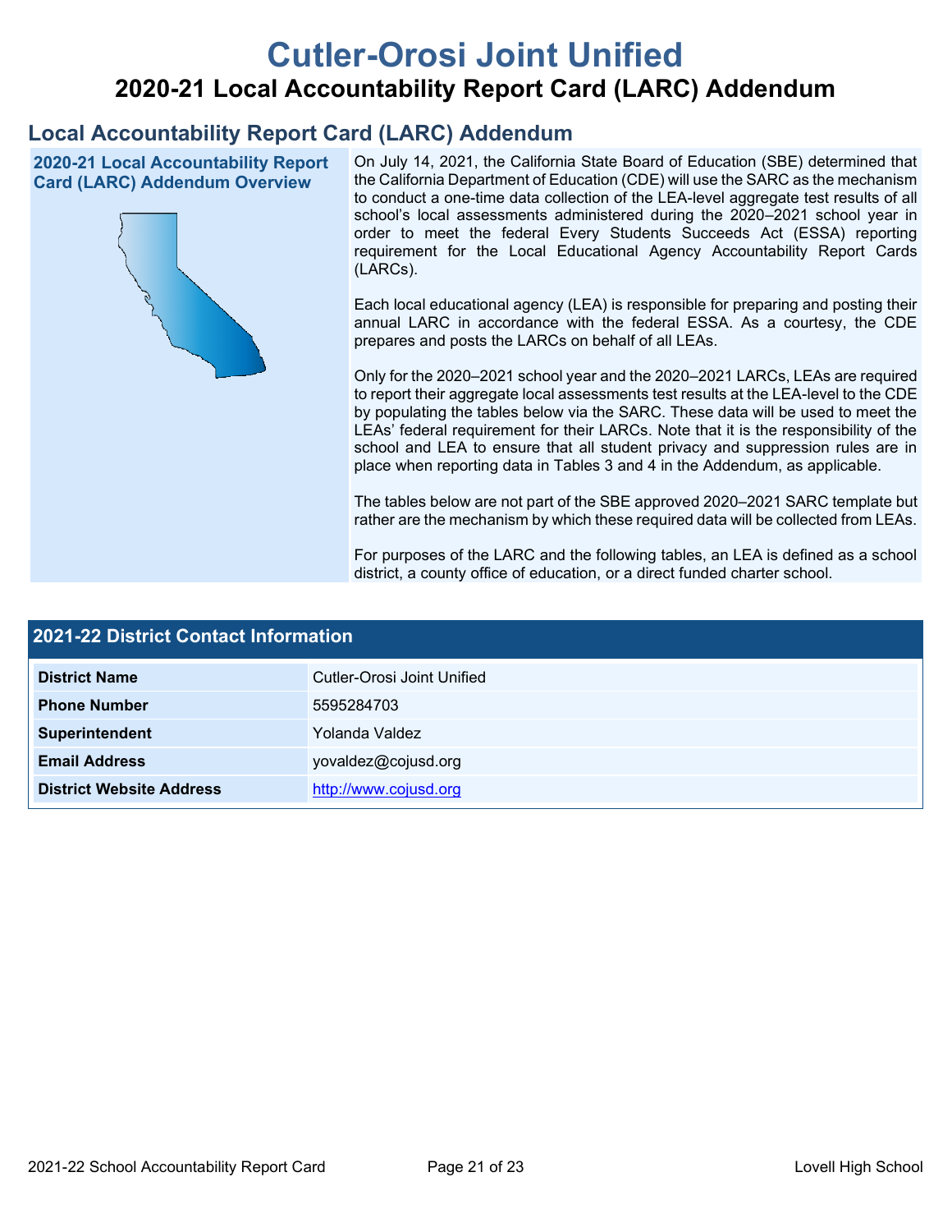# Cutler-Orosi Joint Unified

## 2020-21 Local Accountability Report Card (LARC) Addendum

## Local Accountability Report Card (LARC) Addendum

### 2020-21 Local Accountability Report Card (LARC) Addendum Overview

On July 14, 2021, the California State Board of Education (SBE) determined that the California Department of Education (CDE) will use the SARC as the mechanism to conduct a one-time data collection of the LEA-level aggregate test results of all school's local assessments administered during the 2020–2021 school year in order to meet the federal Every Students Succeeds Act (ESSA) reporting requirement for the Local Educational Agency Accountability Report Cards (LARCs).

Each local educational agency (LEA) is responsible for preparing and posting their annual LARC in accordance with the federal ESSA. As a courtesy, the CDE prepares and posts the LARCs on behalf of all LEAs.

Only for the 2020–2021 school year and the 2020–2021 LARCs, LEAs are required to report their aggregate local assessments test results at the LEA-level to the CDE by populating the tables below via the SARC. These data will be used to meet the LEAs' federal requirement for their LARCs. Note that it is the responsibility of the school and LEA to ensure that all student privacy and suppression rules are in place when reporting data in Tables 3 and 4 in the Addendum, as applicable.

The tables below are not part of the SBE approved 2020–2021 SARC template but rather are the mechanism by which these required data will be collected from LEAs.

For purposes of the LARC and the following tables, an LEA is defined as a school district, a county office of education, or a direct funded charter school.

| 2021-22 District Contact Information | |
|---|---|
| **District Name** | Cutler-Orosi Joint Unified |
| **Phone Number** | 5595284703 |
| **Superintendent** | Yolanda Valdez |
| **Email Address** | yovaldez@cojusd.org |
| **District Website Address** | http://www.cojusd.org |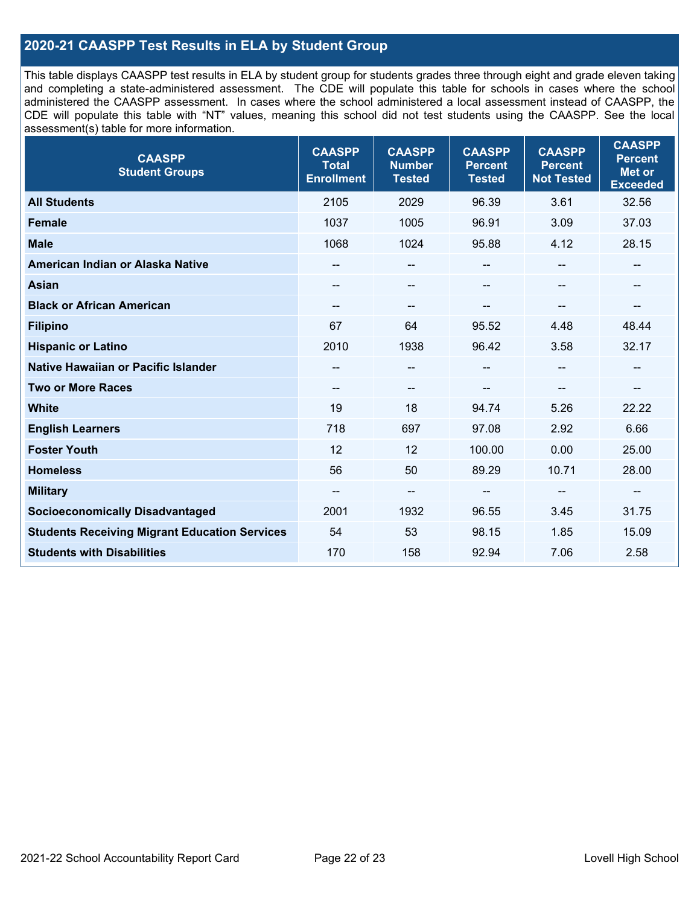## 2020-21 CAASPP Test Results in ELA by Student Group

This table displays CAASPP test results in ELA by student group for students grades three through eight and grade eleven taking and completing a state-administered assessment. The CDE will populate this table for schools in cases where the school administered the CAASPP assessment. In cases where the school administered a local assessment instead of CAASPP, the CDE will populate this table with "NT" values, meaning this school did not test students using the CAASPP. See the local assessment(s) table for more information.

| CAASPP Student Groups | CAASPP Total Enrollment | CAASPP Number Tested | CAASPP Percent Tested | CAASPP Percent Not Tested | CAASPP Percent Met or Exceeded |
|---|---|---|---|---|---|
| **All Students** | 2105 | 2029 | 96.39 | 3.61 | 32.56 |
| **Female** | 1037 | 1005 | 96.91 | 3.09 | 37.03 |
| **Male** | 1068 | 1024 | 95.88 | 4.12 | 28.15 |
| **American Indian or Alaska Native** | -- | -- | -- | -- | -- |
| **Asian** | -- | -- | -- | -- | -- |
| **Black or African American** | -- | -- | -- | -- | -- |
| **Filipino** | 67 | 64 | 95.52 | 4.48 | 48.44 |
| **Hispanic or Latino** | 2010 | 1938 | 96.42 | 3.58 | 32.17 |
| **Native Hawaiian or Pacific Islander** | -- | -- | -- | -- | -- |
| **Two or More Races** | -- | -- | -- | -- | -- |
| **White** | 19 | 18 | 94.74 | 5.26 | 22.22 |
| **English Learners** | 718 | 697 | 97.08 | 2.92 | 6.66 |
| **Foster Youth** | 12 | 12 | 100.00 | 0.00 | 25.00 |
| **Homeless** | 56 | 50 | 89.29 | 10.71 | 28.00 |
| **Military** | -- | -- | -- | -- | -- |
| **Socioeconomically Disadvantaged** | 2001 | 1932 | 96.55 | 3.45 | 31.75 |
| **Students Receiving Migrant Education Services** | 54 | 53 | 98.15 | 1.85 | 15.09 |
| **Students with Disabilities** | 170 | 158 | 92.94 | 7.06 | 2.58 |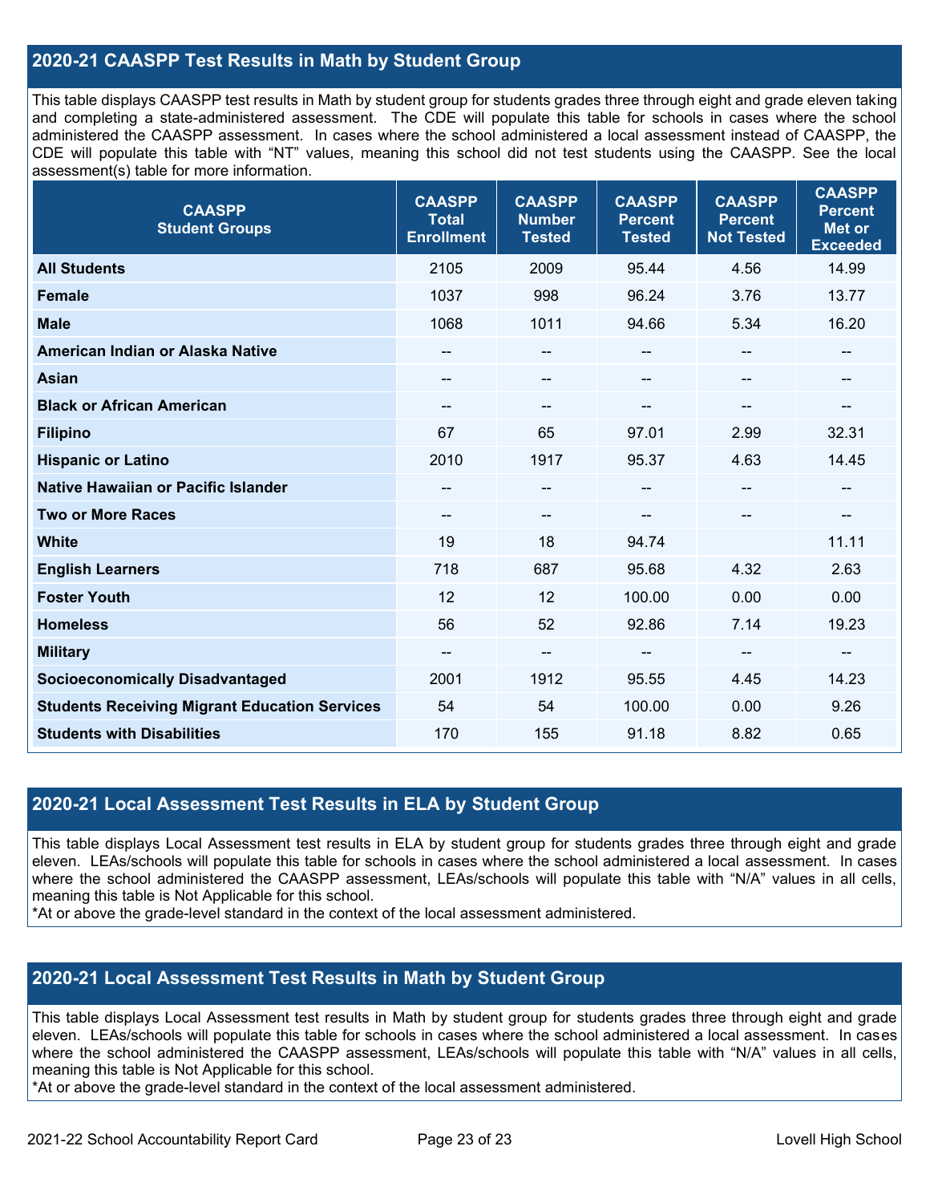## 2020-21 CAASPP Test Results in Math by Student Group

This table displays CAASPP test results in Math by student group for students grades three through eight and grade eleven taking and completing a state-administered assessment. The CDE will populate this table for schools in cases where the school administered the CAASPP assessment. In cases where the school administered a local assessment instead of CAASPP, the CDE will populate this table with "NT" values, meaning this school did not test students using the CAASPP. See the local assessment(s) table for more information.

| CAASPP Student Groups | CAASPP Total Enrollment | CAASPP Number Tested | CAASPP Percent Tested | CAASPP Percent Not Tested | CAASPP Percent Met or Exceeded |
|---|---|---|---|---|---|
| **All Students** | 2105 | 2009 | 95.44 | 4.56 | 14.99 |
| **Female** | 1037 | 998 | 96.24 | 3.76 | 13.77 |
| **Male** | 1068 | 1011 | 94.66 | 5.34 | 16.20 |
| **American Indian or Alaska Native** | -- | -- | -- | -- | -- |
| **Asian** | -- | -- | -- | -- | -- |
| **Black or African American** | -- | -- | -- | -- | -- |
| **Filipino** | 67 | 65 | 97.01 | 2.99 | 32.31 |
| **Hispanic or Latino** | 2010 | 1917 | 95.37 | 4.63 | 14.45 |
| **Native Hawaiian or Pacific Islander** | -- | -- | -- | -- | -- |
| **Two or More Races** | -- | -- | -- | -- | -- |
| **White** | 19 | 18 | 94.74 | | 11.11 |
| **English Learners** | 718 | 687 | 95.68 | 4.32 | 2.63 |
| **Foster Youth** | 12 | 12 | 100.00 | 0.00 | 0.00 |
| **Homeless** | 56 | 52 | 92.86 | 7.14 | 19.23 |
| **Military** | -- | -- | -- | -- | -- |
| **Socioeconomically Disadvantaged** | 2001 | 1912 | 95.55 | 4.45 | 14.23 |
| **Students Receiving Migrant Education Services** | 54 | 54 | 100.00 | 0.00 | 9.26 |
| **Students with Disabilities** | 170 | 155 | 91.18 | 8.82 | 0.65 |

## 2020-21 Local Assessment Test Results in ELA by Student Group

This table displays Local Assessment test results in ELA by student group for students grades three through eight and grade eleven. LEAs/schools will populate this table for schools in cases where the school administered a local assessment. In cases where the school administered the CAASPP assessment, LEAs/schools will populate this table with "N/A" values in all cells, meaning this table is Not Applicable for this school.
*At or above the grade-level standard in the context of the local assessment administered.

## 2020-21 Local Assessment Test Results in Math by Student Group

This table displays Local Assessment test results in Math by student group for students grades three through eight and grade eleven. LEAs/schools will populate this table for schools in cases where the school administered a local assessment. In cases where the school administered the CAASPP assessment, LEAs/schools will populate this table with "N/A" values in all cells, meaning this table is Not Applicable for this school.
*At or above the grade-level standard in the context of the local assessment administered.